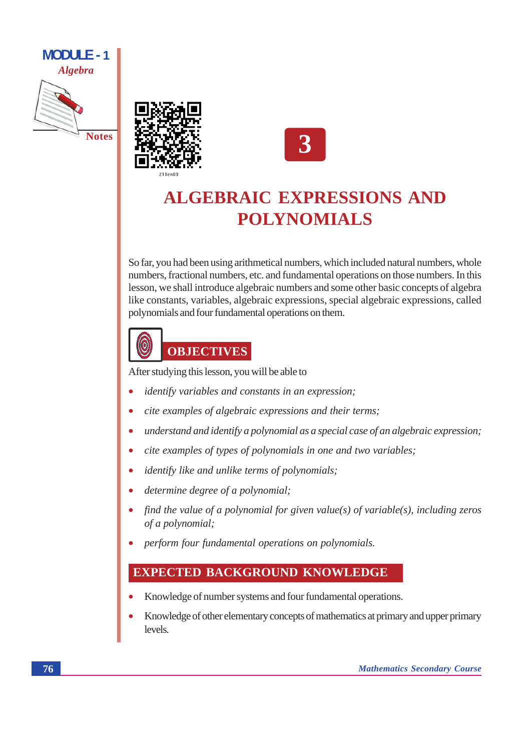# 3

# ALGEBRAIC EXPRESSIONS AND POLYNOMIALS

So far, you had been using arithmetical numbers, which included natural numbers, whole numbers, fractional numbers, etc. and fundamental operations on those numbers. In this lesson, we shall introduce algebraic numbers and some other basic concepts of algebra like constants, variables, algebraic expressions, special algebraic expressions, called polynomials and four fundamental operations on them.

## OBJECTIVES

After studying this lesson, you will be able to

- *identify variables and constants in an expression;*
- *cite examples of algebraic expressions and their terms;*
- *understand and identify a polynomial as a special case of an algebraic expression;*
- *cite examples of types of polynomials in one and two variables;*
- *identify like and unlike terms of polynomials;*
- *determine degree of a polynomial;*
- *find the value of a polynomial for given value(s) of variable(s), including zeros of a polynomial;*
- *perform four fundamental operations on polynomials.*

## EXPECTED BACKGROUND KNOWLEDGE

- Knowledge of number systems and four fundamental operations.
- Knowledge of other elementary concepts of mathematics at primary and upper primary levels.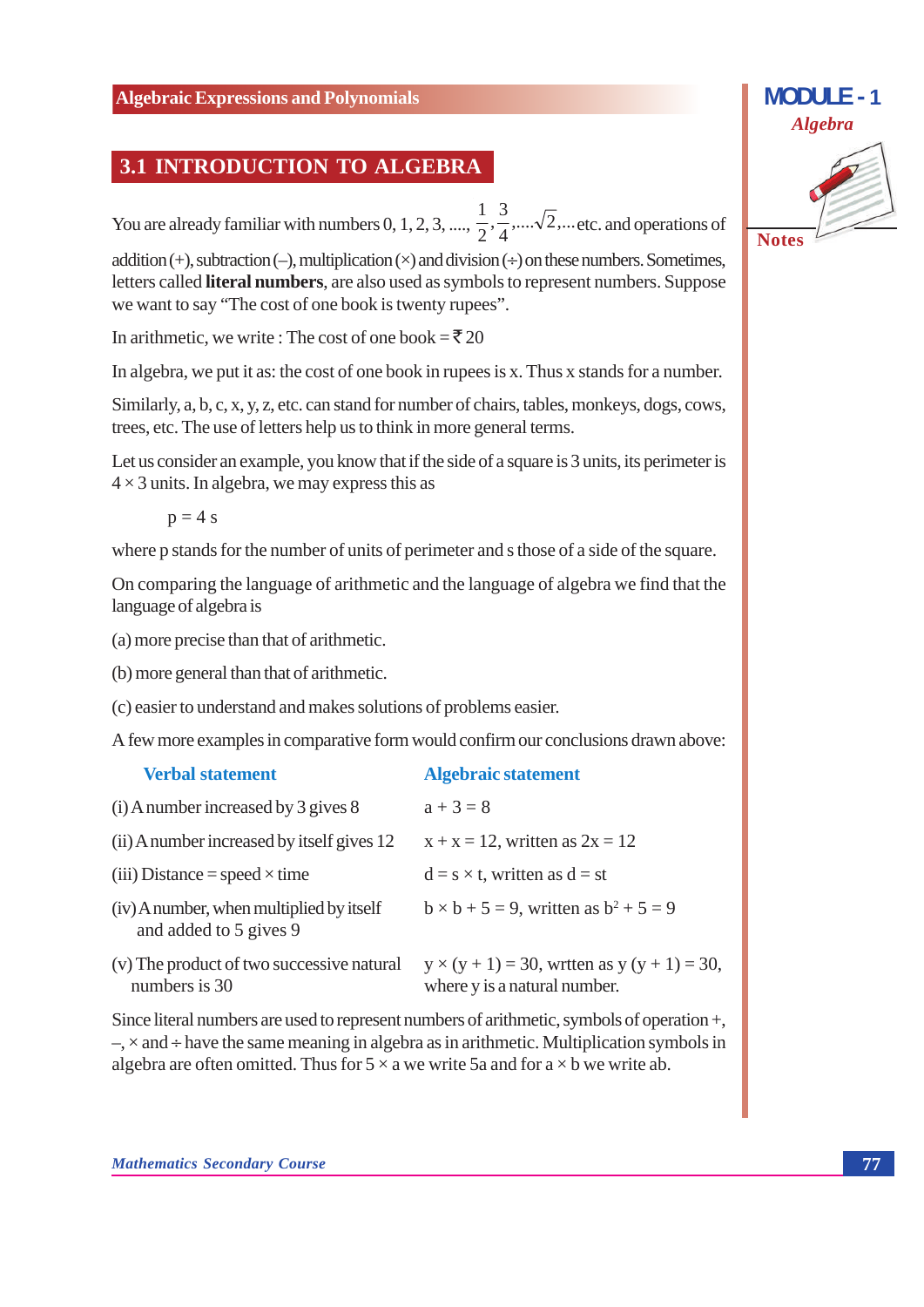## 3.1 INTRODUCTION TO ALGEBRA

You are already familiar with numbers 0, 1, 2, 3, ....., $\frac{1}{2}, \frac{3}{4}, ....\sqrt{2}, ...$ etc. and operations of addition (+), subtraction (–), multiplication (×) and division (÷) on these numbers. Sometimes, letters called **literal numbers**, are also used as symbols to represent numbers. Suppose we want to say "The cost of one book is twenty rupees".

In arithmetic, we write : The cost of one book = ₹ 20

In algebra, we put it as: the cost of one book in rupees is x. Thus x stands for a number.

Similarly, a, b, c, x, y, z, etc. can stand for number of chairs, tables, monkeys, dogs, cows, trees, etc. The use of letters help us to think in more general terms.

Let us consider an example, you know that if the side of a square is 3 units, its perimeter is $4 \times 3$ units. In algebra, we may express this as

$$p = 4\,s$$

where p stands for the number of units of perimeter and s those of a side of the square.

On comparing the language of arithmetic and the language of algebra we find that the language of algebra is

(a) more precise than that of arithmetic.

(b) more general than that of arithmetic.

(c) easier to understand and makes solutions of problems easier.

A few more examples in comparative form would confirm our conclusions drawn above:

| Verbal statement | Algebraic statement |
|---|---|
| (i) A number increased by 3 gives 8 | $a + 3 = 8$ |
| (ii) A number increased by itself gives 12 | $x + x = 12$, written as $2x = 12$ |
| (iii) Distance = speed × time | $d = s \times t$, written as $d = st$ |
| (iv) A number, when multiplied by itself and added to 5 gives 9 | $b \times b + 5 = 9$, written as $b^2 + 5 = 9$ |
| (v) The product of two successive natural numbers is 30 | $y \times (y + 1) = 30$, wrtten as $y\,(y + 1) = 30$, where y is a natural number. |

Since literal numbers are used to represent numbers of arithmetic, symbols of operation +, –, × and ÷ have the same meaning in algebra as in arithmetic. Multiplication symbols in algebra are often omitted. Thus for $5 \times a$ we write 5a and for $a \times b$ we write ab.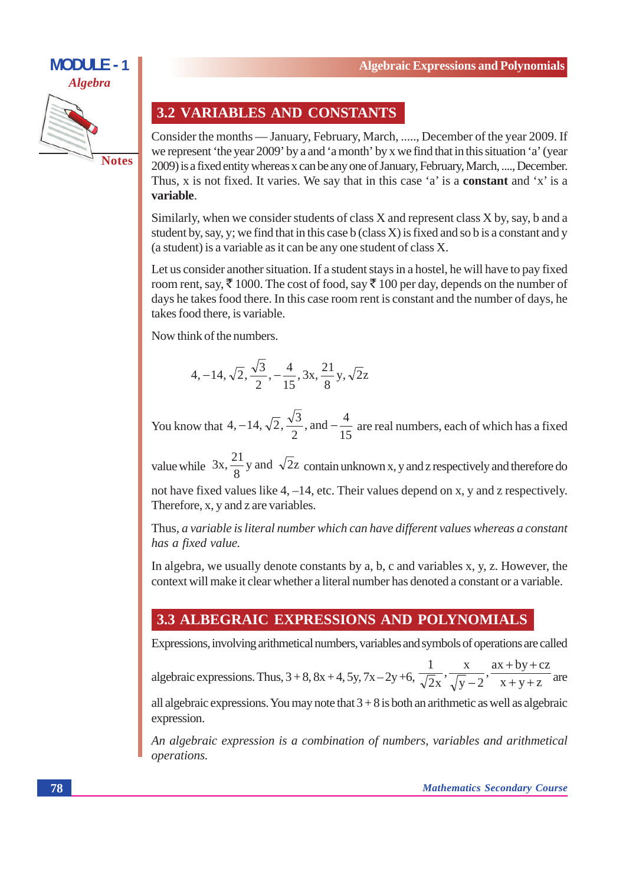## 3.2 VARIABLES AND CONSTANTS

Consider the months — January, February, March, ....., December of the year 2009. If we represent 'the year 2009' by a and 'a month' by x we find that in this situation 'a' (year 2009) is a fixed entity whereas x can be any one of January, February, March, ...., December. Thus, x is not fixed. It varies. We say that in this case 'a' is a **constant** and 'x' is a **variable**.

Similarly, when we consider students of class X and represent class X by, say, b and a student by, say, y; we find that in this case b (class X) is fixed and so b is a constant and y (a student) is a variable as it can be any one student of class X.

Let us consider another situation. If a student stays in a hostel, he will have to pay fixed room rent, say, ₹ 1000. The cost of food, say ₹ 100 per day, depends on the number of days he takes food there. In this case room rent is constant and the number of days, he takes food there, is variable.

Now think of the numbers.

$$4, -14, \sqrt{2}, \frac{\sqrt{3}}{2}, -\frac{4}{15}, 3x, \frac{21}{8}y, \sqrt{2z}$$

You know that $4, -14, \sqrt{2}, \frac{\sqrt{3}}{2}$, and $-\frac{4}{15}$ are real numbers, each of which has a fixed value while $3x, \frac{21}{8}y$ and $\sqrt{2z}$ contain unknown x, y and z respectively and therefore do not have fixed values like 4, –14, etc. Their values depend on x, y and z respectively. Therefore, x, y and z are variables.

Thus, *a variable is literal number which can have different values whereas a constant has a fixed value.*

In algebra, we usually denote constants by a, b, c and variables x, y, z. However, the context will make it clear whether a literal number has denoted a constant or a variable.

## 3.3 ALBEGRAIC EXPRESSIONS AND POLYNOMIALS

Expressions, involving arithmetical numbers, variables and symbols of operations are called algebraic expressions. Thus, $3+8, 8x+4, 5y, 7x-2y+6, \frac{1}{\sqrt{2x}}, \frac{x}{\sqrt{y}-2}, \frac{ax+by+cz}{x+y+z}$ are all algebraic expressions. You may note that $3+8$ is both an arithmetic as well as algebraic expression.

*An algebraic expression is a combination of numbers, variables and arithmetical operations.*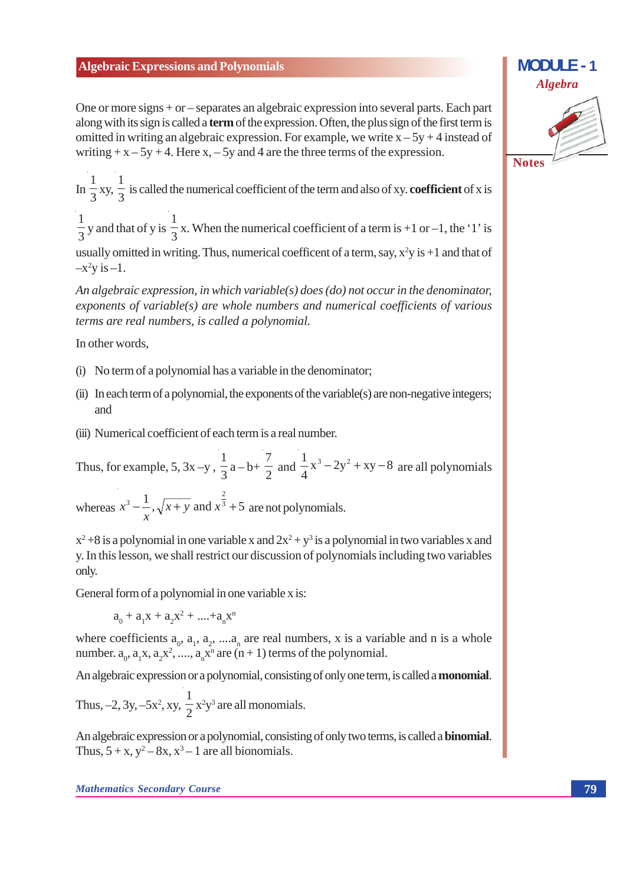One or more signs + or – separates an algebraic expression into several parts. Each part along with its sign is called a **term** of the expression. Often, the plus sign of the first term is omitted in writing an algebraic expression. For example, we write $x - 5y + 4$ instead of writing $+ x - 5y + 4$. Here $x$, $-5y$ and $4$ are the three terms of the expression.

In $\frac{1}{3}xy$, $\frac{1}{3}$ is called the numerical coefficient of the term and also of xy. **coefficient** of x is $\frac{1}{3}y$ and that of y is $\frac{1}{3}x$. When the numerical coefficient of a term is +1 or –1, the '1' is usually omitted in writing. Thus, numerical coefficent of a term, say, $x^2y$ is +1 and that of $-x^2y$ is –1.

*An algebraic expression, in which variable(s) does (do) not occur in the denominator, exponents of variable(s) are whole numbers and numerical coefficients of various terms are real numbers, is called a polynomial.*

In other words,

(i) No term of a polynomial has a variable in the denominator;

(ii) In each term of a polynomial, the exponents of the variable(s) are non-negative integers; and

(iii) Numerical coefficient of each term is a real number.

Thus, for example, 5, $3x - y$, $\frac{1}{3}a - b + \frac{7}{2}$ and $\frac{1}{4}x^3 - 2y^2 + xy - 8$ are all polynomials whereas $x^3 - \frac{1}{x}$, $\sqrt{x+y}$ and $x^{\frac{2}{3}} + 5$ are not polynomials.

$x^2 + 8$ is a polynomial in one variable x and $2x^2 + y^3$ is a polynomial in two variables x and y. In this lesson, we shall restrict our discussion of polynomials including two variables only.

General form of a polynomial in one variable x is:

$$a_0 + a_1x + a_2x^2 + ....+ a_nx^n$$

where coefficients $a_0, a_1, a_2, ....a_n$ are real numbers, x is a variable and n is a whole number. $a_0, a_1x, a_2x^2, ...., a_nx^n$ are $(n + 1)$ terms of the polynomial.

An algebraic expression or a polynomial, consisting of only one term, is called a **monomial**.

Thus, $-2$, $3y$, $-5x^2$, $xy$, $\frac{1}{2}x^2y^3$ are all monomials.

An algebraic expression or a polynomial, consisting of only two terms, is called a **binomial**. Thus, $5 + x$, $y^2 - 8x$, $x^3 - 1$ are all bionomials.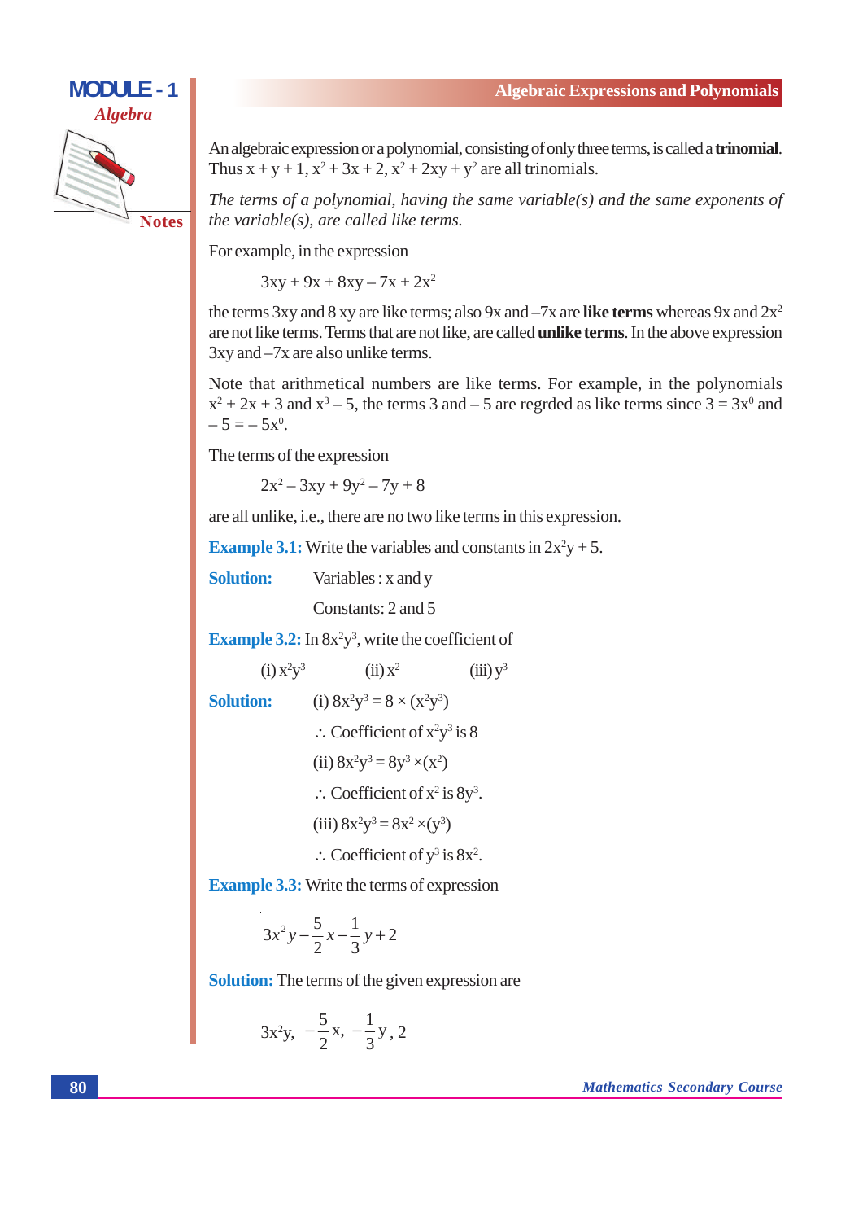An algebraic expression or a polynomial, consisting of only three terms, is called a **trinomial**. Thus $x + y + 1$, $x^2 + 3x + 2$, $x^2 + 2xy + y^2$ are all trinomials.

*The terms of a polynomial, having the same variable(s) and the same exponents of the variable(s), are called like terms.*

For example, in the expression

$$3xy + 9x + 8xy - 7x + 2x^2$$

the terms $3xy$ and $8xy$ are like terms; also $9x$ and $-7x$ are **like terms** whereas $9x$ and $2x^2$ are not like terms. Terms that are not like, are called **unlike terms**. In the above expression $3xy$ and $-7x$ are also unlike terms.

Note that arithmetical numbers are like terms. For example, in the polynomials $x^2 + 2x + 3$ and $x^3 - 5$, the terms 3 and $-5$ are regrded as like terms since $3 = 3x^0$ and $-5 = -5x^0$.

The terms of the expression

$$2x^2 - 3xy + 9y^2 - 7y + 8$$

are all unlike, i.e., there are no two like terms in this expression.

**Example 3.1:** Write the variables and constants in $2x^2y + 5$.

**Solution:** Variables : x and y

Constants: 2 and 5

**Example 3.2:** In $8x^2y^3$, write the coefficient of

(i) $x^2y^3$ (ii) $x^2$ (iii) $y^3$

**Solution:** (i) $8x^2y^3 = 8 \times (x^2y^3)$

$\therefore$ Coefficient of $x^2y^3$ is 8

(ii) $8x^2y^3 = 8y^3 \times (x^2)$

$\therefore$ Coefficient of $x^2$ is $8y^3$.

(iii) $8x^2y^3 = 8x^2 \times (y^3)$

$\therefore$ Coefficient of $y^3$ is $8x^2$.

**Example 3.3:** Write the terms of expression

$$3x^2y - \frac{5}{2}x - \frac{1}{3}y + 2$$

**Solution:** The terms of the given expression are

$$3x^2y, \quad -\frac{5}{2}x, \quad -\frac{1}{3}y, \quad 2$$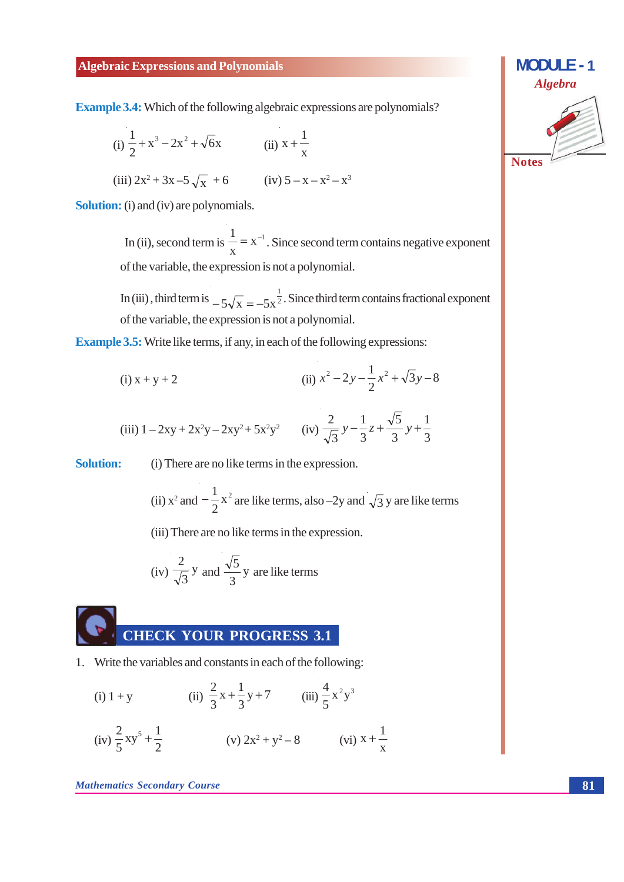**Example 3.4:** Which of the following algebraic expressions are polynomials?

(i) $\frac{1}{2} + x^3 - 2x^2 + \sqrt{6}x$  (ii) $x + \frac{1}{x}$

(iii) $2x^2 + 3x - 5\sqrt{x} + 6$  (iv) $5 - x - x^2 - x^3$

**Solution:** (i) and (iv) are polynomials.

In (ii), second term is $\frac{1}{x} = x^{-1}$. Since second term contains negative exponent of the variable, the expression is not a polynomial.

In (iii), third term is $-5\sqrt{x} = -5x^{\frac{1}{2}}$. Since third term contains fractional exponent of the variable, the expression is not a polynomial.

**Example 3.5:** Write like terms, if any, in each of the following expressions:

(i) $x + y + 2$  (ii) $x^2 - 2y - \frac{1}{2}x^2 + \sqrt{3}y - 8$

(iii) $1 - 2xy + 2x^2y - 2xy^2 + 5x^2y^2$  (iv) $\frac{2}{\sqrt{3}}y - \frac{1}{3}z + \frac{\sqrt{5}}{3}y + \frac{1}{3}$

**Solution:** (i) There are no like terms in the expression.

(ii) $x^2$ and $-\frac{1}{2}x^2$ are like terms, also $-2y$ and $\sqrt{3}$ y are like terms

(iii) There are no like terms in the expression.

(iv) $\frac{2}{\sqrt{3}}y$ and $\frac{\sqrt{5}}{3}y$ are like terms

## CHECK YOUR PROGRESS 3.1

1. Write the variables and constants in each of the following:

(i) $1 + y$  (ii) $\frac{2}{3}x + \frac{1}{3}y + 7$  (iii) $\frac{4}{5}x^2y^3$

(iv) $\frac{2}{5}xy^5 + \frac{1}{2}$  (v) $2x^2 + y^2 - 8$  (vi) $x + \frac{1}{x}$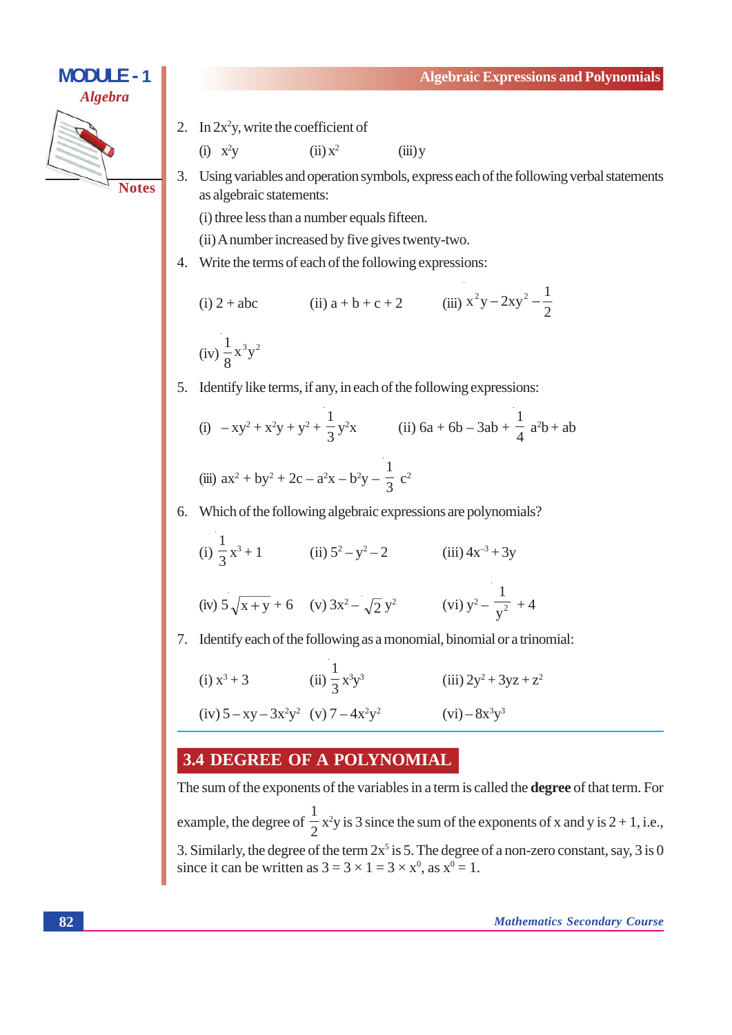2. In $2x^2y$, write the coefficient of

   (i) $x^2y$ (ii) $x^2$ (iii) $y$

3. Using variables and operation symbols, express each of the following verbal statements as algebraic statements:

   (i) three less than a number equals fifteen.

   (ii) A number increased by five gives twenty-two.

4. Write the terms of each of the following expressions:

   (i) $2 + abc$ (ii) $a + b + c + 2$ (iii) $x^2y - 2xy^2 - \frac{1}{2}$

   (iv) $\frac{1}{8}x^3y^2$

5. Identify like terms, if any, in each of the following expressions:

   (i) $-xy^2 + x^2y + y^2 + \frac{1}{3}y^2x$ (ii) $6a + 6b - 3ab + \frac{1}{4}a^2b + ab$

   (iii) $ax^2 + by^2 + 2c - a^2x - b^2y - \frac{1}{3}c^2$

6. Which of the following algebraic expressions are polynomials?

   (i) $\frac{1}{3}x^3 + 1$ (ii) $5^2 - y^2 - 2$ (iii) $4x^{-3} + 3y$

   (iv) $5\sqrt{x+y} + 6$ (v) $3x^2 - \sqrt{2}\,y^2$ (vi) $y^2 - \frac{1}{y^2} + 4$

7. Identify each of the following as a monomial, binomial or a trinomial:

   (i) $x^3 + 3$ (ii) $\frac{1}{3}x^3y^3$ (iii) $2y^2 + 3yz + z^2$

   (iv) $5 - xy - 3x^2y^2$ (v) $7 - 4x^2y^2$ (vi) $-8x^3y^3$

## 3.4 DEGREE OF A POLYNOMIAL

The sum of the exponents of the variables in a term is called the **degree** of that term. For example, the degree of $\frac{1}{2}x^2y$ is 3 since the sum of the exponents of x and y is 2 + 1, i.e., 3. Similarly, the degree of the term $2x^5$ is 5. The degree of a non-zero constant, say, 3 is 0 since it can be written as $3 = 3 \times 1 = 3 \times x^0$, as $x^0 = 1$.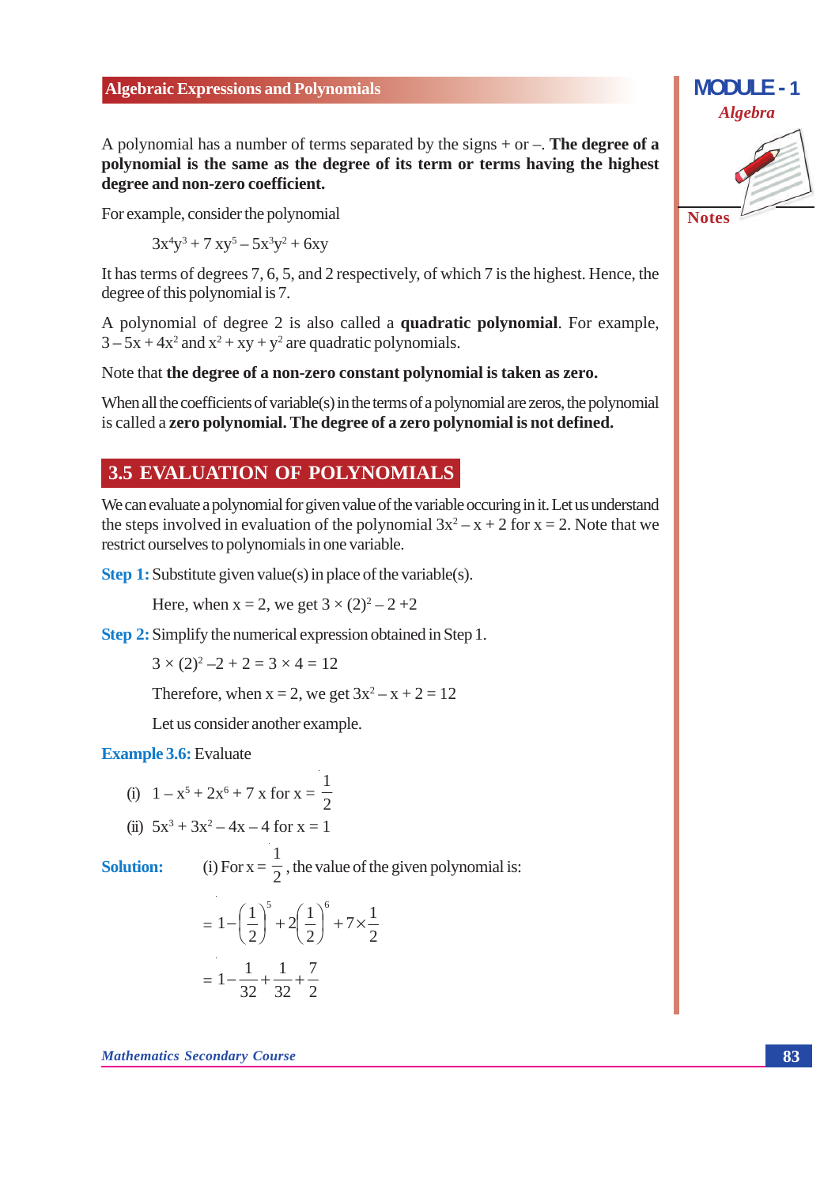A polynomial has a number of terms separated by the signs + or –. **The degree of a polynomial is the same as the degree of its term or terms having the highest degree and non-zero coefficient.**

For example, consider the polynomial

$$3x^4y^3 + 7xy^5 - 5x^3y^2 + 6xy$$

It has terms of degrees 7, 6, 5, and 2 respectively, of which 7 is the highest. Hence, the degree of this polynomial is 7.

A polynomial of degree 2 is also called a **quadratic polynomial**. For example, $3 - 5x + 4x^2$ and $x^2 + xy + y^2$ are quadratic polynomials.

Note that **the degree of a non-zero constant polynomial is taken as zero.**

When all the coefficients of variable(s) in the terms of a polynomial are zeros, the polynomial is called a **zero polynomial. The degree of a zero polynomial is not defined.**

## 3.5 EVALUATION OF POLYNOMIALS

We can evaluate a polynomial for given value of the variable occuring in it. Let us understand the steps involved in evaluation of the polynomial $3x^2 - x + 2$ for $x = 2$. Note that we restrict ourselves to polynomials in one variable.

**Step 1:** Substitute given value(s) in place of the variable(s).

Here, when $x = 2$, we get $3 \times (2)^2 - 2 + 2$

**Step 2:** Simplify the numerical expression obtained in Step 1.

$3 \times (2)^2 - 2 + 2 = 3 \times 4 = 12$

Therefore, when $x = 2$, we get $3x^2 - x + 2 = 12$

Let us consider another example.

**Example 3.6:** Evaluate

(i) $1 - x^5 + 2x^6 + 7x$ for $x = \frac{1}{2}$

(ii) $5x^3 + 3x^2 - 4x - 4$ for $x = 1$

**Solution:** (i) For $x = \frac{1}{2}$, the value of the given polynomial is:

$$= 1 - \left(\frac{1}{2}\right)^5 + 2\left(\frac{1}{2}\right)^6 + 7 \times \frac{1}{2}$$

$$= 1 - \frac{1}{32} + \frac{1}{32} + \frac{7}{2}$$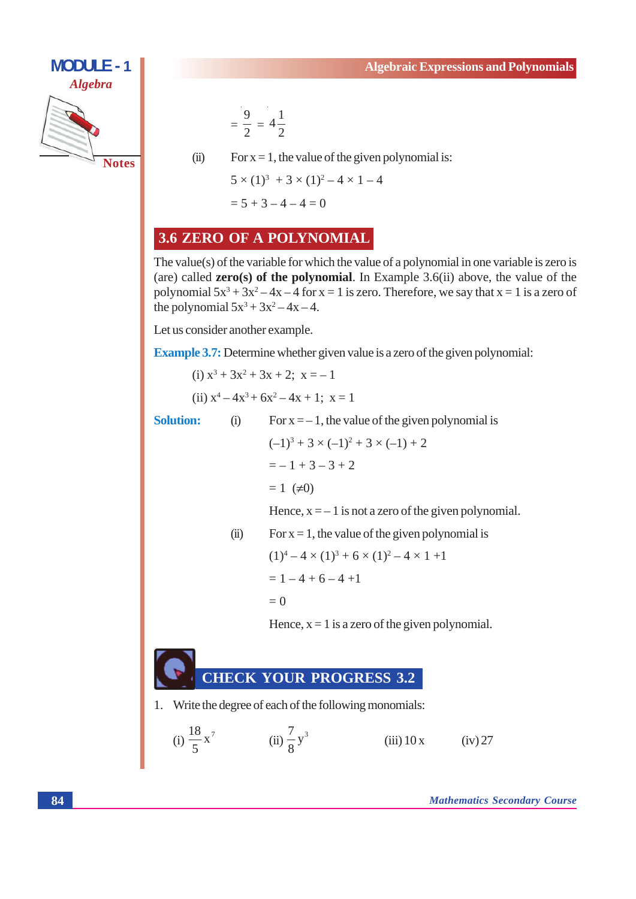$= \frac{9}{2} = 4\frac{1}{2}$

(ii) For $x = 1$, the value of the given polynomial is:

$5 \times (1)^3 + 3 \times (1)^2 - 4 \times 1 - 4$

$= 5 + 3 - 4 - 4 = 0$

## 3.6 ZERO OF A POLYNOMIAL

The value(s) of the variable for which the value of a polynomial in one variable is zero is (are) called **zero(s) of the polynomial**. In Example 3.6(ii) above, the value of the polynomial $5x^3 + 3x^2 - 4x - 4$ for $x = 1$ is zero. Therefore, we say that $x = 1$ is a zero of the polynomial $5x^3 + 3x^2 - 4x - 4$.

Let us consider another example.

**Example 3.7:** Determine whether given value is a zero of the given polynomial:

(i) $x^3 + 3x^2 + 3x + 2;\ \ x = -1$

(ii) $x^4 - 4x^3 + 6x^2 - 4x + 1;\ \ x = 1$

**Solution:** (i) For $x = -1$, the value of the given polynomial is

$(-1)^3 + 3 \times (-1)^2 + 3 \times (-1) + 2$

$= -1 + 3 - 3 + 2$

$= 1\ \ (\neq 0)$

Hence, $x = -1$ is not a zero of the given polynomial.

(ii) For $x = 1$, the value of the given polynomial is

$(1)^4 - 4 \times (1)^3 + 6 \times (1)^2 - 4 \times 1 + 1$

$= 1 - 4 + 6 - 4 + 1$

$= 0$

Hence, $x = 1$ is a zero of the given polynomial.

## CHECK YOUR PROGRESS 3.2

1. Write the degree of each of the following monomials:

(i) $\frac{18}{5}x^7$ (ii) $\frac{7}{8}y^3$ (iii) $10x$ (iv) $27$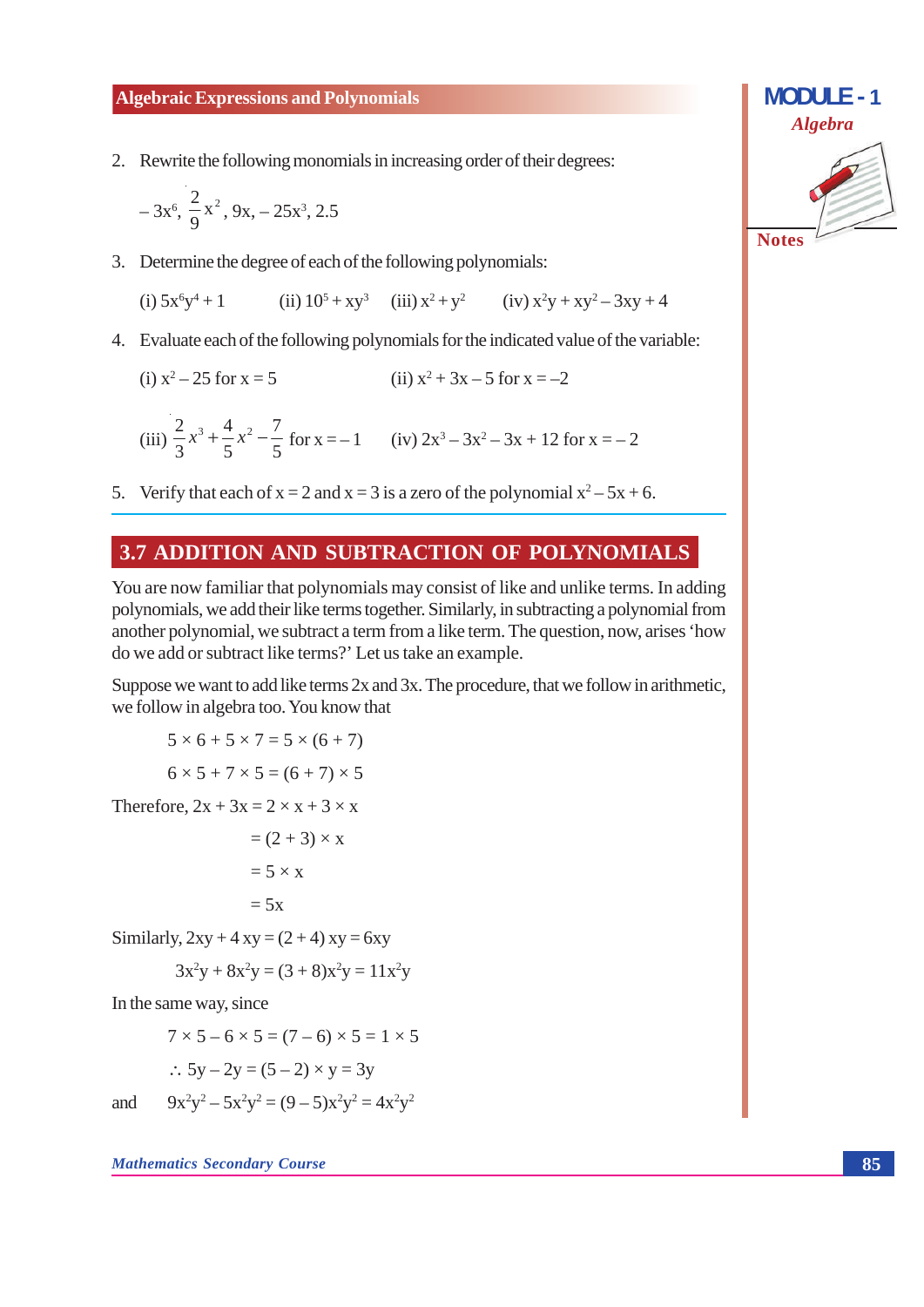2. Rewrite the following monomials in increasing order of their degrees:

$-3x^6$, $\frac{2}{9}x^2$, $9x$, $-25x^3$, $2.5$

3. Determine the degree of each of the following polynomials:

(i) $5x^6y^4 + 1$ (ii) $10^5 + xy^3$ (iii) $x^2 + y^2$ (iv) $x^2y + xy^2 - 3xy + 4$

4. Evaluate each of the following polynomials for the indicated value of the variable:

(i) $x^2 - 25$ for $x = 5$ (ii) $x^2 + 3x - 5$ for $x = -2$

(iii) $\frac{2}{3}x^3 + \frac{4}{5}x^2 - \frac{7}{5}$ for $x = -1$ (iv) $2x^3 - 3x^2 - 3x + 12$ for $x = -2$

5. Verify that each of $x = 2$ and $x = 3$ is a zero of the polynomial $x^2 - 5x + 6$.

## 3.7 ADDITION AND SUBTRACTION OF POLYNOMIALS

You are now familiar that polynomials may consist of like and unlike terms. In adding polynomials, we add their like terms together. Similarly, in subtracting a polynomial from another polynomial, we subtract a term from a like term. The question, now, arises 'how do we add or subtract like terms?' Let us take an example.

Suppose we want to add like terms $2x$ and $3x$. The procedure, that we follow in arithmetic, we follow in algebra too. You know that

$$5 \times 6 + 5 \times 7 = 5 \times (6 + 7)$$

$$6 \times 5 + 7 \times 5 = (6 + 7) \times 5$$

Therefore, $2x + 3x = 2 \times x + 3 \times x$

$$= (2 + 3) \times x$$

$$= 5 \times x$$

$$= 5x$$

Similarly, $2xy + 4xy = (2 + 4)xy = 6xy$

$$3x^2y + 8x^2y = (3 + 8)x^2y = 11x^2y$$

In the same way, since

$$7 \times 5 - 6 \times 5 = (7 - 6) \times 5 = 1 \times 5$$

$$\therefore 5y - 2y = (5 - 2) \times y = 3y$$

and $9x^2y^2 - 5x^2y^2 = (9 - 5)x^2y^2 = 4x^2y^2$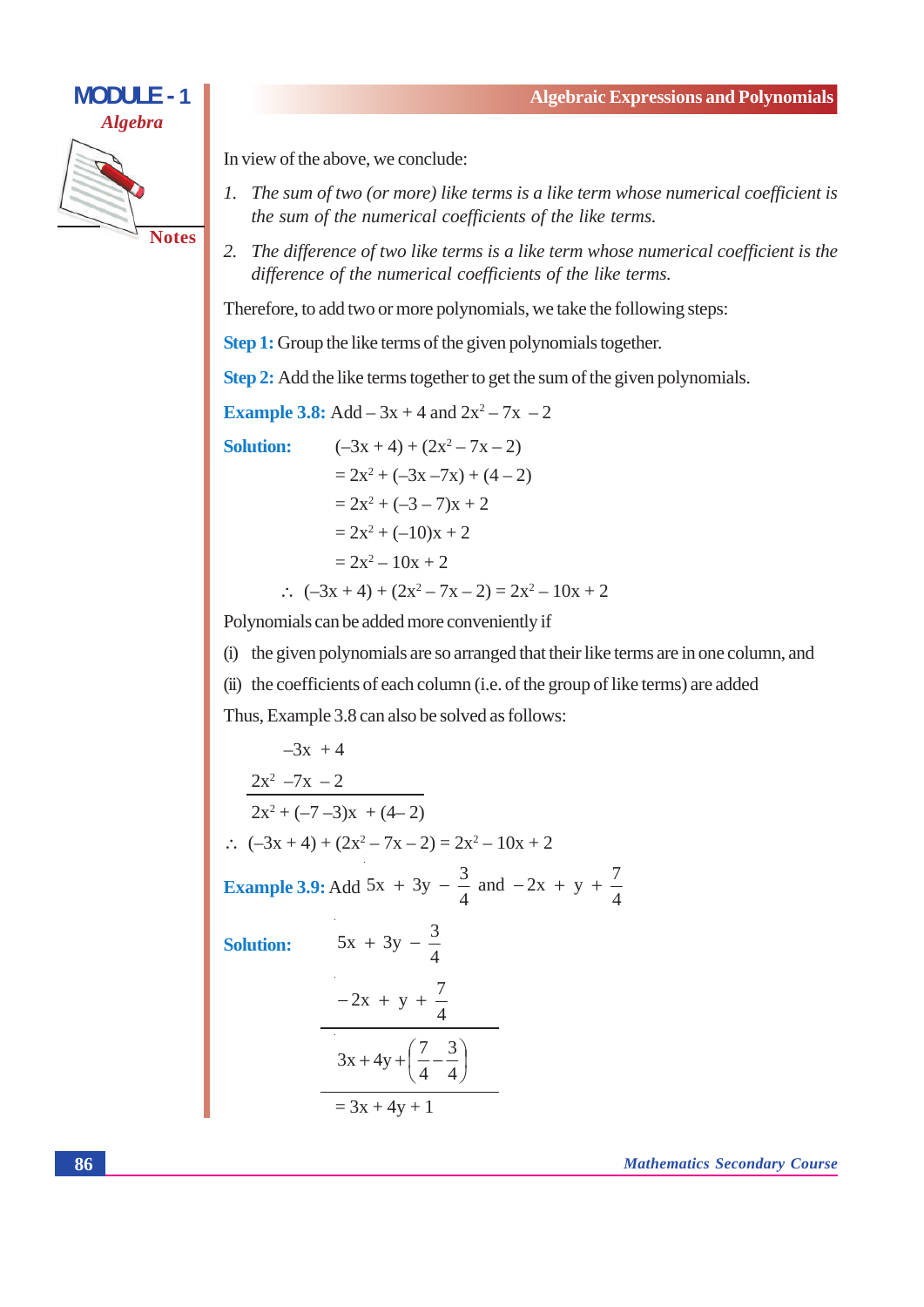In view of the above, we conclude:

1. *The sum of two (or more) like terms is a like term whose numerical coefficient is the sum of the numerical coefficients of the like terms.*
2. *The difference of two like terms is a like term whose numerical coefficient is the difference of the numerical coefficients of the like terms.*

Therefore, to add two or more polynomials, we take the following steps:

**Step 1:** Group the like terms of the given polynomials together.

**Step 2:** Add the like terms together to get the sum of the given polynomials.

**Example 3.8:** Add $-3x + 4$ and $2x^2 - 7x - 2$

**Solution:**

$$(-3x + 4) + (2x^2 - 7x - 2)$$
$$= 2x^2 + (-3x - 7x) + (4 - 2)$$
$$= 2x^2 + (-3 - 7)x + 2$$
$$= 2x^2 + (-10)x + 2$$
$$= 2x^2 - 10x + 2$$

$\therefore$ $(-3x + 4) + (2x^2 - 7x - 2) = 2x^2 - 10x + 2$

Polynomials can be added more conveniently if

(i) the given polynomials are so arranged that their like terms are in one column, and

(ii) the coefficients of each column (i.e. of the group of like terms) are added

Thus, Example 3.8 can also be solved as follows:

$$\begin{array}{lll} & -3x & +4 \\ 2x^2 & -7x & -2 \\ \hline 2x^2 + & (-7-3)x & +(4-2) \end{array}$$

$\therefore$ $(-3x + 4) + (2x^2 - 7x - 2) = 2x^2 - 10x + 2$

**Example 3.9:** Add $5x + 3y - \frac{3}{4}$ and $-2x + y + \frac{7}{4}$

**Solution:**

$$\begin{array}{l} 5x + 3y - \frac{3}{4} \\ -2x + y + \frac{7}{4} \\ \hline 3x + 4y + \left(\frac{7}{4} - \frac{3}{4}\right) \\ \hline = 3x + 4y + 1 \end{array}$$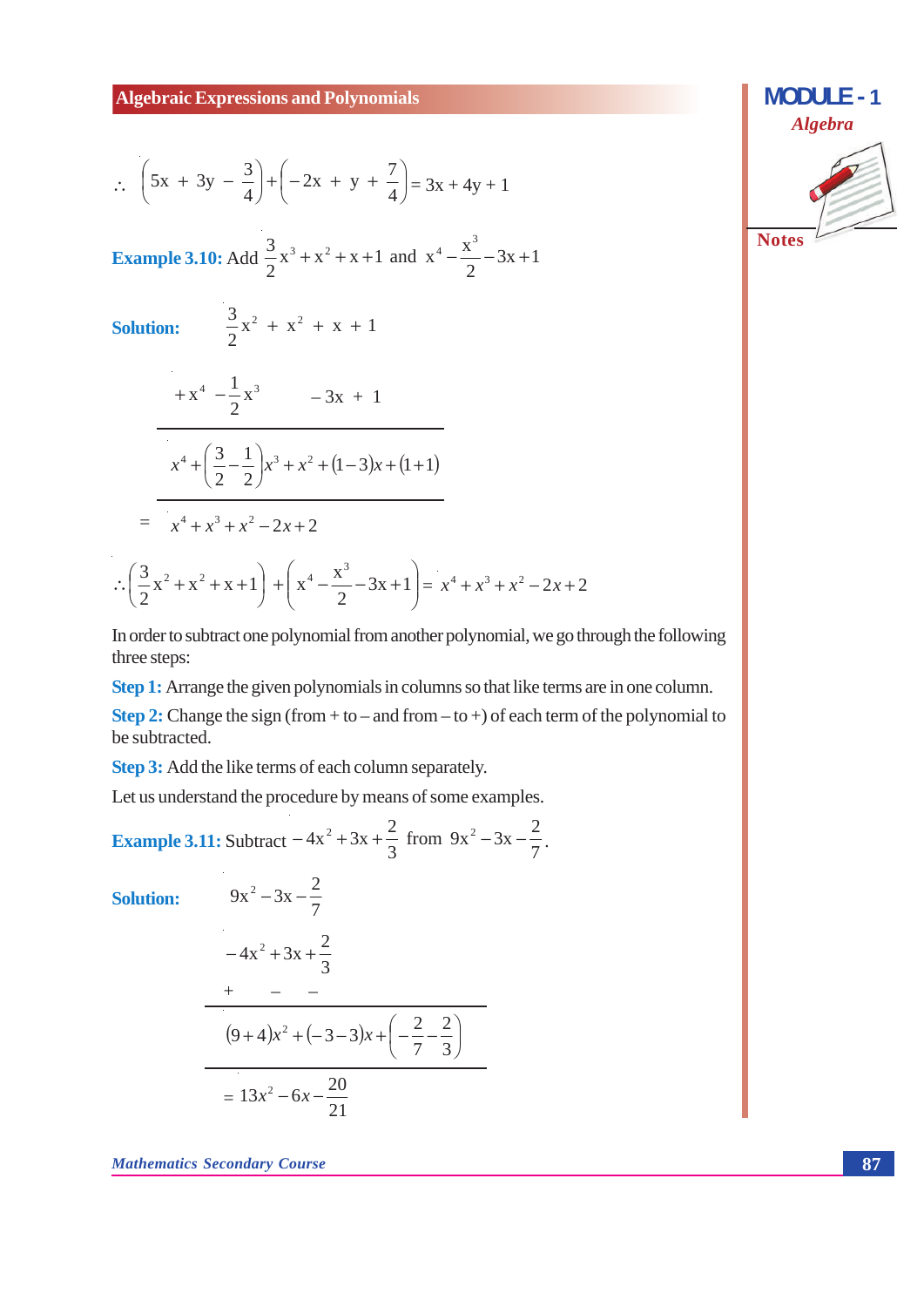$$\therefore \left(5x + 3y - \frac{3}{4}\right) + \left(-2x + y + \frac{7}{4}\right) = 3x + 4y + 1$$

**Example 3.10:** Add $\frac{3}{2}x^3 + x^2 + x + 1$ and $x^4 - \frac{x^3}{2} - 3x + 1$

**Solution:**

$$\begin{array}{l} \qquad \frac{3}{2}x^2 + x^2 + x + 1 \\ +x^4 - \frac{1}{2}x^3 \qquad -3x + 1 \\ \hline x^4 + \left(\frac{3}{2} - \frac{1}{2}\right)x^3 + x^2 + (1-3)x + (1+1) \\ \hline \end{array}$$

$$= x^4 + x^3 + x^2 - 2x + 2$$

$$\therefore \left(\frac{3}{2}x^2 + x^2 + x + 1\right) + \left(x^4 - \frac{x^3}{2} - 3x + 1\right) = x^4 + x^3 + x^2 - 2x + 2$$

In order to subtract one polynomial from another polynomial, we go through the following three steps:

**Step 1:** Arrange the given polynomials in columns so that like terms are in one column.

**Step 2:** Change the sign (from + to – and from – to +) of each term of the polynomial to be subtracted.

**Step 3:** Add the like terms of each column separately.

Let us understand the procedure by means of some examples.

**Example 3.11:** Subtract $-4x^2 + 3x + \frac{2}{3}$ from $9x^2 - 3x - \frac{2}{7}$.

**Solution:**

$$\begin{array}{l} 9x^2 - 3x - \frac{2}{7} \\ -4x^2 + 3x + \frac{2}{3} \\ + \qquad - \qquad - \\ \hline (9+4)x^2 + (-3-3)x + \left(-\frac{2}{7} - \frac{2}{3}\right) \\ \hline \end{array}$$

$$= 13x^2 - 6x - \frac{20}{21}$$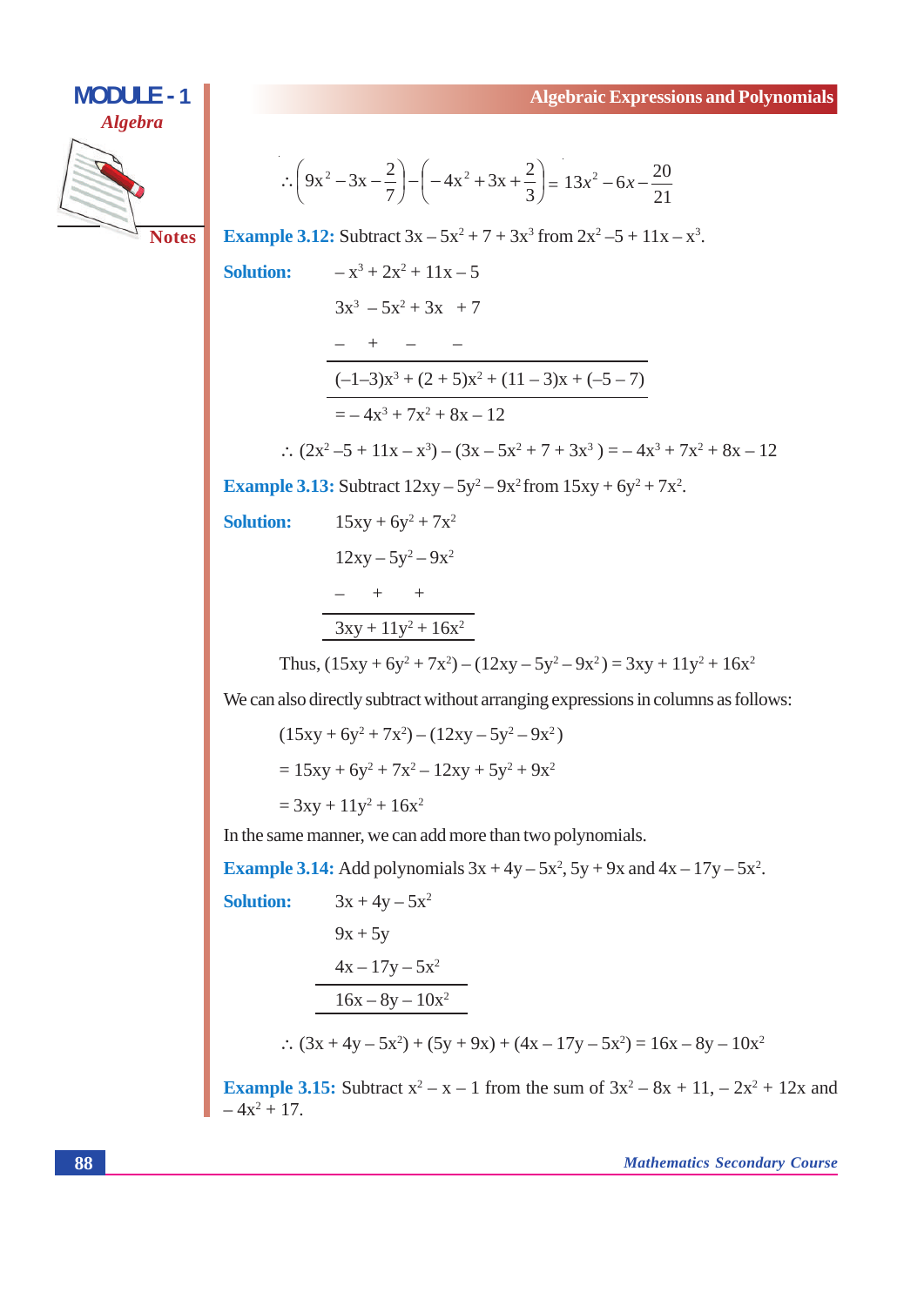$$\therefore \left(9x^2 - 3x - \frac{2}{7}\right) - \left(-4x^2 + 3x + \frac{2}{3}\right) = 13x^2 - 6x - \frac{20}{21}$$

**Example 3.12:** Subtract $3x - 5x^2 + 7 + 3x^3$ from $2x^2 - 5 + 11x - x^3$.

**Solution:**

$$\begin{array}{l}
-x^3 + 2x^2 + 11x - 5 \\
3x^3 \;\; - 5x^2 + 3x \;\; + 7 \\
- \quad\; + \quad\; - \quad\;\; - \\
\hline
(-1-3)x^3 + (2+5)x^2 + (11-3)x + (-5-7) \\
\hline
= -4x^3 + 7x^2 + 8x - 12
\end{array}$$

$\therefore$ $(2x^2 - 5 + 11x - x^3) - (3x - 5x^2 + 7 + 3x^3) = -4x^3 + 7x^2 + 8x - 12$

**Example 3.13:** Subtract $12xy - 5y^2 - 9x^2$ from $15xy + 6y^2 + 7x^2$.

**Solution:**

$$\begin{array}{l}
15xy + 6y^2 + 7x^2 \\
12xy - 5y^2 - 9x^2 \\
- \quad\;\; + \quad\;\; + \\
\hline
3xy + 11y^2 + 16x^2 \\
\hline
\end{array}$$

Thus, $(15xy + 6y^2 + 7x^2) - (12xy - 5y^2 - 9x^2) = 3xy + 11y^2 + 16x^2$

We can also directly subtract without arranging expressions in columns as follows:

$(15xy + 6y^2 + 7x^2) - (12xy - 5y^2 - 9x^2)$

$= 15xy + 6y^2 + 7x^2 - 12xy + 5y^2 + 9x^2$

$= 3xy + 11y^2 + 16x^2$

In the same manner, we can add more than two polynomials.

**Example 3.14:** Add polynomials $3x + 4y - 5x^2$, $5y + 9x$ and $4x - 17y - 5x^2$.

**Solution:**

$$\begin{array}{l}
3x + 4y - 5x^2 \\
9x + 5y \\
4x - 17y - 5x^2 \\
\hline
16x - 8y - 10x^2 \\
\hline
\end{array}$$

$\therefore$ $(3x + 4y - 5x^2) + (5y + 9x) + (4x - 17y - 5x^2) = 16x - 8y - 10x^2$

**Example 3.15:** Subtract $x^2 - x - 1$ from the sum of $3x^2 - 8x + 11$, $-2x^2 + 12x$ and $-4x^2 + 17$.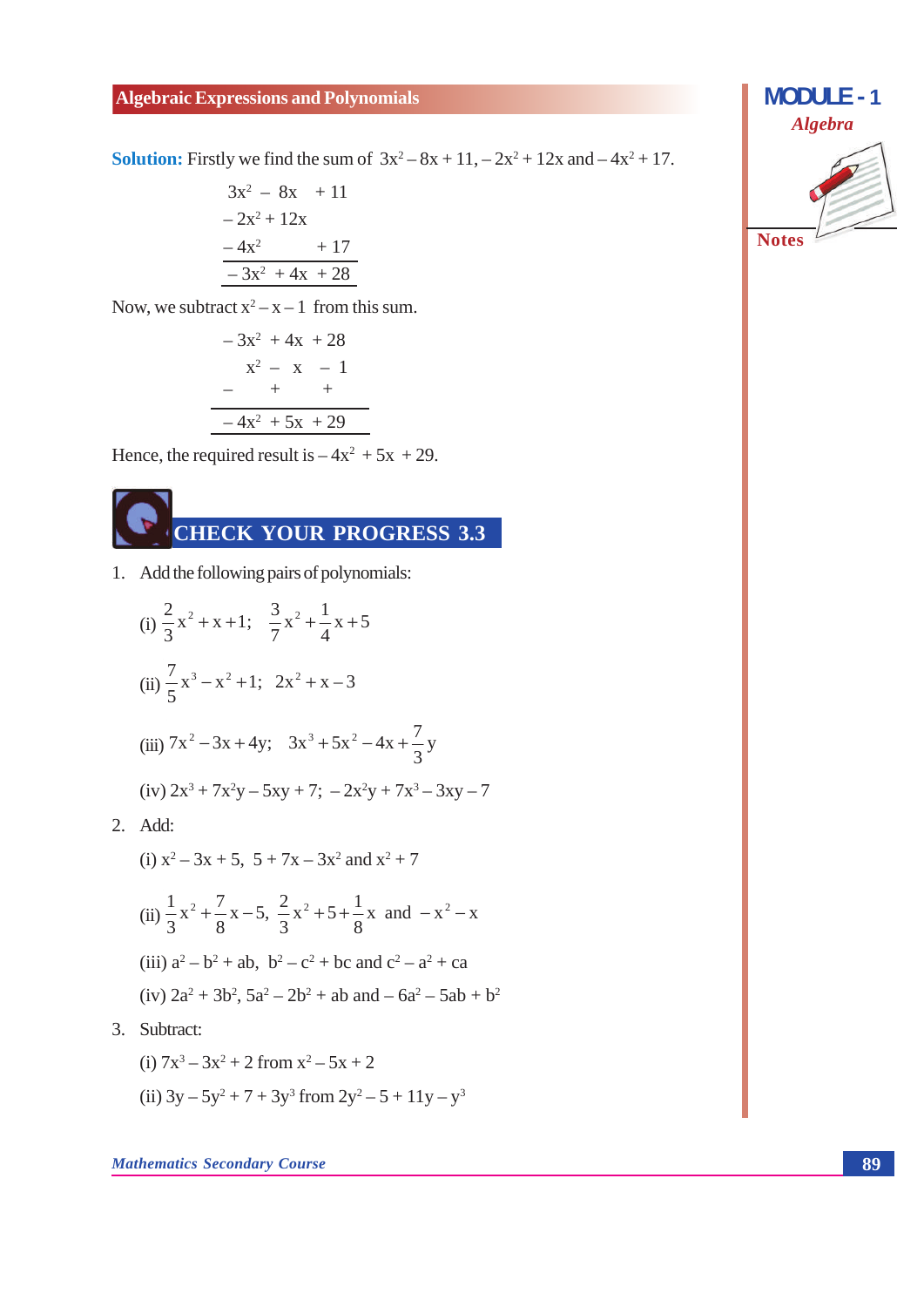**Solution:** Firstly we find the sum of $3x^2 - 8x + 11$, $-2x^2 + 12x$ and $-4x^2 + 17$.

$$\begin{array}{rrr} 3x^2 & -\ 8x & +\ 11 \\ -\ 2x^2 & +\ 12x & \\ -\ 4x^2 & & +\ 17 \\ \hline -\ 3x^2 & +\ 4x & +\ 28 \\ \hline \end{array}$$

Now, we subtract $x^2 - x - 1$ from this sum.

$$\begin{array}{rrr} -\ 3x^2 & +\ 4x & +\ 28 \\ x^2 & -\ x & -\ 1 \\ - & + & + \\ \hline -\ 4x^2 & +\ 5x & +\ 29 \\ \hline \end{array}$$

Hence, the required result is $-4x^2 + 5x + 29$.

## CHECK YOUR PROGRESS 3.3

1. Add the following pairs of polynomials:

   (i) $\frac{2}{3}x^2 + x + 1;\quad \frac{3}{7}x^2 + \frac{1}{4}x + 5$

   (ii) $\frac{7}{5}x^3 - x^2 + 1;\quad 2x^2 + x - 3$

   (iii) $7x^2 - 3x + 4y;\quad 3x^3 + 5x^2 - 4x + \frac{7}{3}y$

   (iv) $2x^3 + 7x^2y - 5xy + 7;\quad -2x^2y + 7x^3 - 3xy - 7$

2. Add:

   (i) $x^2 - 3x + 5$, $5 + 7x - 3x^2$ and $x^2 + 7$

   (ii) $\frac{1}{3}x^2 + \frac{7}{8}x - 5$, $\frac{2}{3}x^2 + 5 + \frac{1}{8}x$ and $-x^2 - x$

   (iii) $a^2 - b^2 + ab$, $b^2 - c^2 + bc$ and $c^2 - a^2 + ca$

   (iv) $2a^2 + 3b^2$, $5a^2 - 2b^2 + ab$ and $-6a^2 - 5ab + b^2$

3. Subtract:

   (i) $7x^3 - 3x^2 + 2$ from $x^2 - 5x + 2$

   (ii) $3y - 5y^2 + 7 + 3y^3$ from $2y^2 - 5 + 11y - y^3$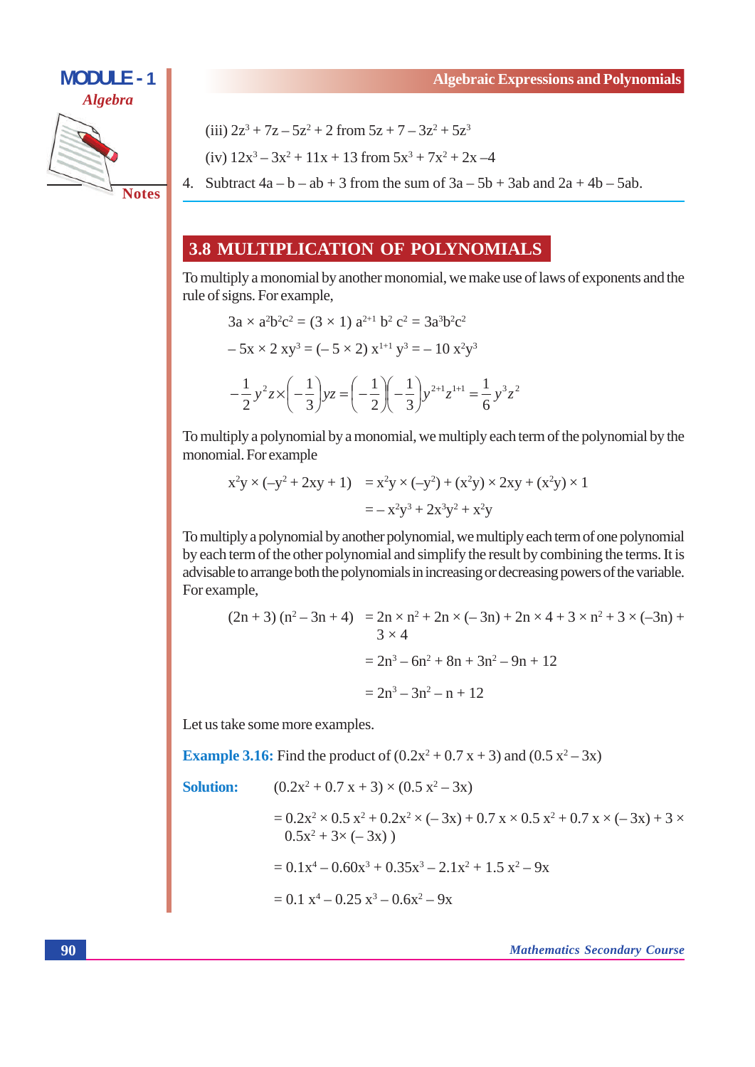(iii) $2z^3 + 7z - 5z^2 + 2$ from $5z + 7 - 3z^2 + 5z^3$

(iv) $12x^3 - 3x^2 + 11x + 13$ from $5x^3 + 7x^2 + 2x - 4$

4. Subtract $4a - b - ab + 3$ from the sum of $3a - 5b + 3ab$ and $2a + 4b - 5ab$.

## 3.8 MULTIPLICATION OF POLYNOMIALS

To multiply a monomial by another monomial, we make use of laws of exponents and the rule of signs. For example,

$$3a \times a^2b^2c^2 = (3 \times 1)\ a^{2+1}\ b^2\ c^2 = 3a^3b^2c^2$$

$$-5x \times 2\ xy^3 = (-5 \times 2)\ x^{1+1}\ y^3 = -10\ x^2y^3$$

$$-\frac{1}{2}y^2z \times \left(-\frac{1}{3}\right)yz = \left(-\frac{1}{2}\right)\left(-\frac{1}{3}\right)y^{2+1}z^{1+1} = \frac{1}{6}y^3z^2$$

To multiply a polynomial by a monomial, we multiply each term of the polynomial by the monomial. For example

$$x^2y \times (-y^2 + 2xy + 1) = x^2y \times (-y^2) + (x^2y) \times 2xy + (x^2y) \times 1$$

$$= -x^2y^3 + 2x^3y^2 + x^2y$$

To multiply a polynomial by another polynomial, we multiply each term of one polynomial by each term of the other polynomial and simplify the result by combining the terms. It is advisable to arrange both the polynomials in increasing or decreasing powers of the variable. For example,

$$(2n + 3)(n^2 - 3n + 4) = 2n \times n^2 + 2n \times (-3n) + 2n \times 4 + 3 \times n^2 + 3 \times (-3n) + 3 \times 4$$

$$= 2n^3 - 6n^2 + 8n + 3n^2 - 9n + 12$$

$$= 2n^3 - 3n^2 - n + 12$$

Let us take some more examples.

**Example 3.16:** Find the product of $(0.2x^2 + 0.7\,x + 3)$ and $(0.5\,x^2 - 3x)$

**Solution:** $(0.2x^2 + 0.7\,x + 3) \times (0.5\,x^2 - 3x)$

$$= 0.2x^2 \times 0.5\,x^2 + 0.2x^2 \times (-3x) + 0.7\,x \times 0.5\,x^2 + 0.7\,x \times (-3x) + 3 \times 0.5x^2 + 3 \times (-3x))$$

$$= 0.1x^4 - 0.60x^3 + 0.35x^3 - 2.1x^2 + 1.5\,x^2 - 9x$$

$$= 0.1\,x^4 - 0.25\,x^3 - 0.6x^2 - 9x$$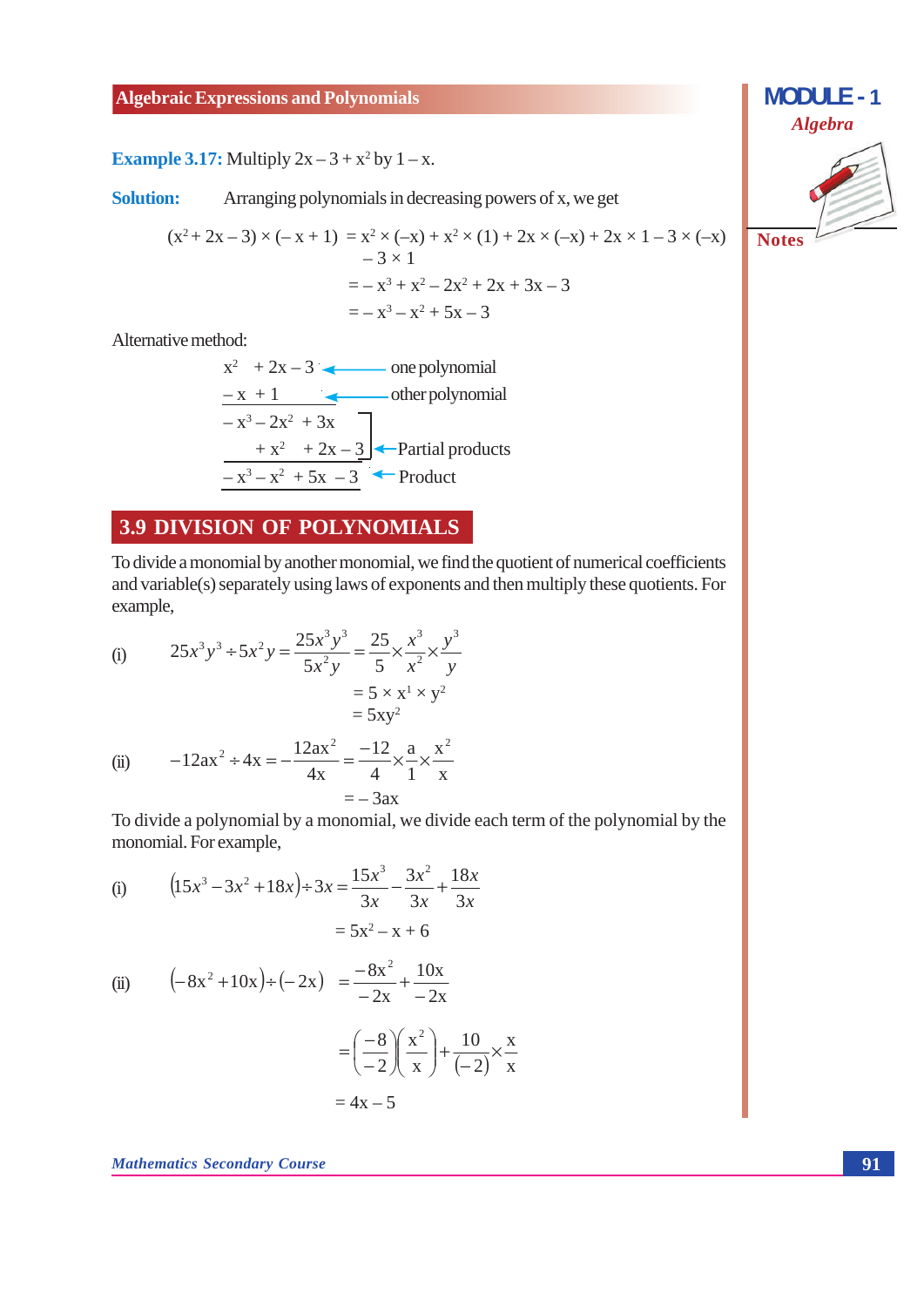**Example 3.17:** Multiply $2x - 3 + x^2$ by $1 - x$.

**Solution:** Arranging polynomials in decreasing powers of x, we get

$$
\begin{aligned}
(x^2 + 2x - 3) \times (-x + 1) &= x^2 \times (-x) + x^2 \times (1) + 2x \times (-x) + 2x \times 1 - 3 \times (-x) - 3 \times 1 \\
&= -x^3 + x^2 - 2x^2 + 2x + 3x - 3 \\
&= -x^3 - x^2 + 5x - 3
\end{aligned}
$$

Alternative method:

$$
\begin{array}{rrrrl}
 & x^2 & +2x & -3 & \leftarrow \text{one polynomial} \\
 & & -x & +1 & \leftarrow \text{other polynomial} \\
\hline
-x^3 & -2x^2 & +3x & & \\
 & +x^2 & +2x & -3 & \leftarrow \text{Partial products} \\
\hline
-x^3 & -x^2 & +5x & -3 & \leftarrow \text{Product}
\end{array}
$$

## 3.9 DIVISION OF POLYNOMIALS

To divide a monomial by another monomial, we find the quotient of numerical coefficients and variable(s) separately using laws of exponents and then multiply these quotients. For example,

(i) $$25x^3y^3 \div 5x^2y = \frac{25x^3y^3}{5x^2y} = \frac{25}{5} \times \frac{x^3}{x^2} \times \frac{y^3}{y}$$

$$= 5 \times x^1 \times y^2$$

$$= 5xy^2$$

(ii) $$-12ax^2 \div 4x = -\frac{12ax^2}{4x} = \frac{-12}{4} \times \frac{a}{1} \times \frac{x^2}{x}$$

$$= -3ax$$

To divide a polynomial by a monomial, we divide each term of the polynomial by the monomial. For example,

(i) $$(15x^3 - 3x^2 + 18x) \div 3x = \frac{15x^3}{3x} - \frac{3x^2}{3x} + \frac{18x}{3x}$$

$$= 5x^2 - x + 6$$

(ii) $$(-8x^2 + 10x) \div (-2x) = \frac{-8x^2}{-2x} + \frac{10x}{-2x}$$

$$= \left(\frac{-8}{-2}\right)\left(\frac{x^2}{x}\right) + \frac{10}{(-2)} \times \frac{x}{x}$$

$$= 4x - 5$$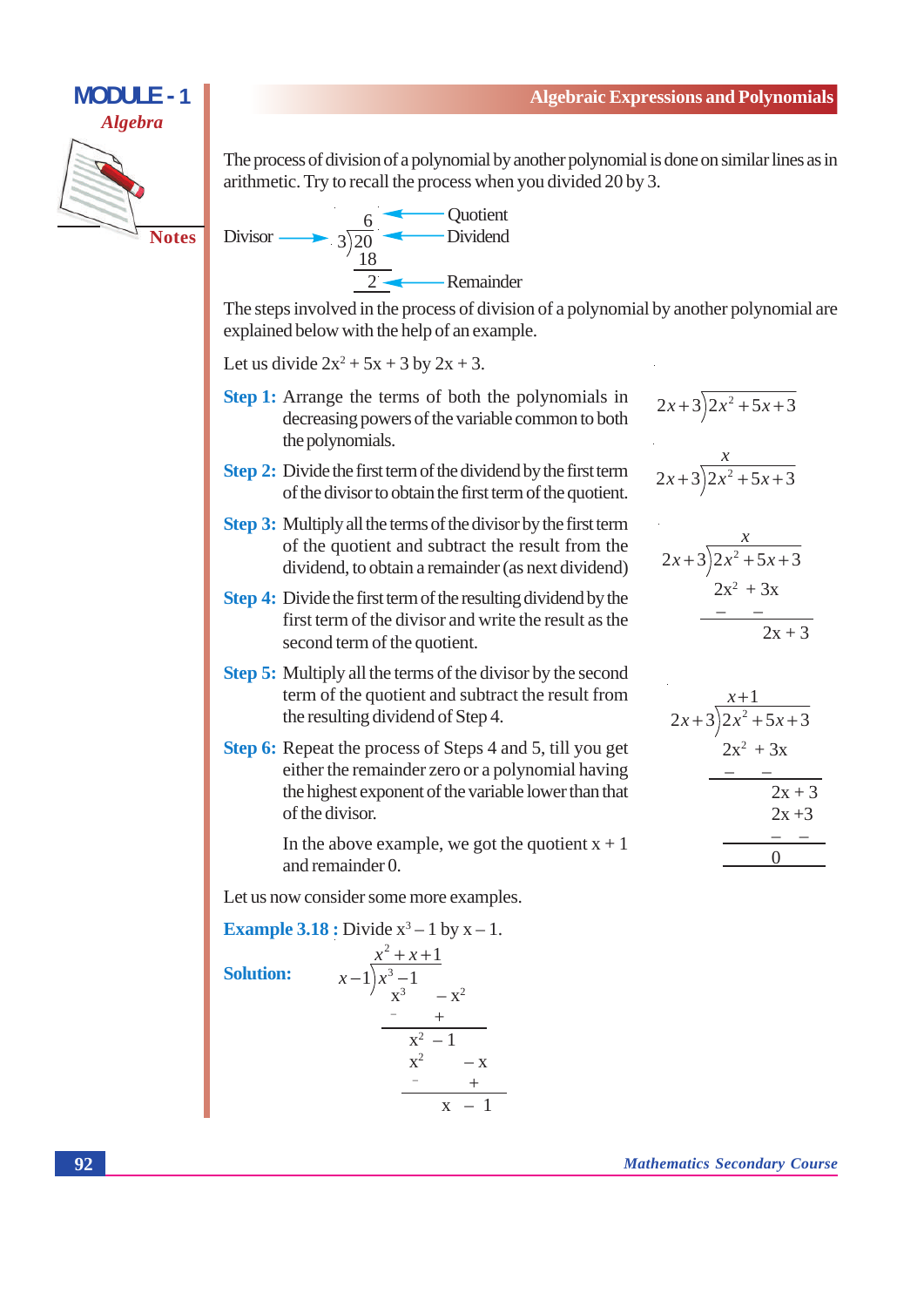The process of division of a polynomial by another polynomial is done on similar lines as in arithmetic. Try to recall the process when you divided 20 by 3.

$$
\begin{array}{r|l}
 & 6 \quad \leftarrow \text{Quotient} \\
\text{Divisor} \rightarrow 3 & 20 \quad \leftarrow \text{Dividend} \\
 & 18 \\
\hline
 & 2 \quad \leftarrow \text{Remainder}
\end{array}
$$

The steps involved in the process of division of a polynomial by another polynomial are explained below with the help of an example.

Let us divide $2x^2 + 5x + 3$ by $2x + 3$.

**Step 1:** Arrange the terms of both the polynomials in decreasing powers of the variable common to both the polynomials.

$$2x+3\overline{)2x^2+5x+3}$$

**Step 2:** Divide the first term of the dividend by the first term of the divisor to obtain the first term of the quotient.

$$
\begin{array}{r}
x \\
2x+3\overline{)2x^2+5x+3}
\end{array}
$$

**Step 3:** Multiply all the terms of the divisor by the first term of the quotient and subtract the result from the dividend, to obtain a remainder (as next dividend)

$$
\begin{array}{r}
x \\
2x+3\overline{)2x^2+5x+3} \\
2x^2+3x \quad \\
-\quad\; - \quad \\
\hline
2x+3
\end{array}
$$

**Step 4:** Divide the first term of the resulting dividend by the first term of the divisor and write the result as the second term of the quotient.

**Step 5:** Multiply all the terms of the divisor by the second term of the quotient and subtract the result from the resulting dividend of Step 4.

$$
\begin{array}{r}
x+1 \\
2x+3\overline{)2x^2+5x+3} \\
2x^2+3x \quad \\
-\quad\; - \quad \\
\hline
2x+3 \\
2x+3 \\
-\quad - \\
\hline
0
\end{array}
$$

**Step 6:** Repeat the process of Steps 4 and 5, till you get either the remainder zero or a polynomial having the highest exponent of the variable lower than that of the divisor.

In the above example, we got the quotient $x + 1$ and remainder 0.

Let us now consider some more examples.

**Example 3.18 :** Divide $x^3 - 1$ by $x - 1$.

**Solution:**

$$
\begin{array}{r}
x^2+x+1 \\
x-1\overline{)x^3-1} \\
x^3 - x^2 \\
- \quad + \\
\hline
x^2 - 1 \\
x^2 - x \\
- \quad + \\
\hline
x - 1
\end{array}
$$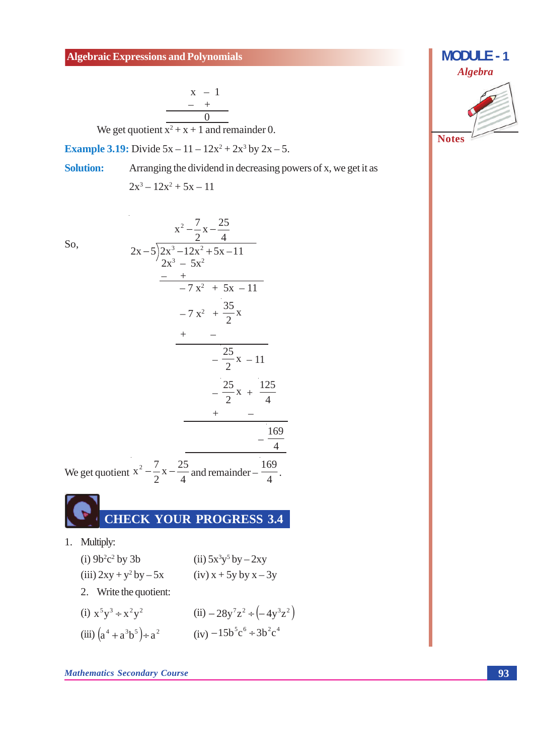$$
\begin{array}{r}
x - 1 \\
- \quad + \\
\hline
0
\end{array}
$$

We get quotient $x^2 + x + 1$ and remainder 0.

**Example 3.19:** Divide $5x - 11 - 12x^2 + 2x^3$ by $2x - 5$.

**Solution:** Arranging the dividend in decreasing powers of x, we get it as

$2x^3 - 12x^2 + 5x - 11$

So,

$$
\begin{array}{r|l}
 & x^2 - \frac{7}{2}x - \frac{25}{4} \\
\hline
2x - 5 & 2x^3 - 12x^2 + 5x - 11 \\
 & 2x^3 - 5x^2 \\
 & - \quad + \\
\hline
 & -7x^2 + 5x - 11 \\
 & -7x^2 + \frac{35}{2}x \\
 & + \quad - \\
\hline
 & -\frac{25}{2}x - 11 \\
 & -\frac{25}{2}x + \frac{125}{4} \\
 & + \quad - \\
\hline
 & -\frac{169}{4} \\
\hline
\end{array}
$$

We get quotient $x^2 - \frac{7}{2}x - \frac{25}{4}$ and remainder $-\frac{169}{4}$.

## CHECK YOUR PROGRESS 3.4

1. Multiply:

   (i) $9b^2c^2$ by $3b$ (ii) $5x^3y^5$ by $-2xy$

   (iii) $2xy + y^2$ by $-5x$ (iv) $x + 5y$ by $x - 3y$

2. Write the quotient:

   (i) $x^5y^3 \div x^2y^2$ (ii) $-28y^7z^2 \div (-4y^3z^2)$

   (iii) $(a^4 + a^3b^5) \div a^2$ (iv) $-15b^5c^6 \div 3b^2c^4$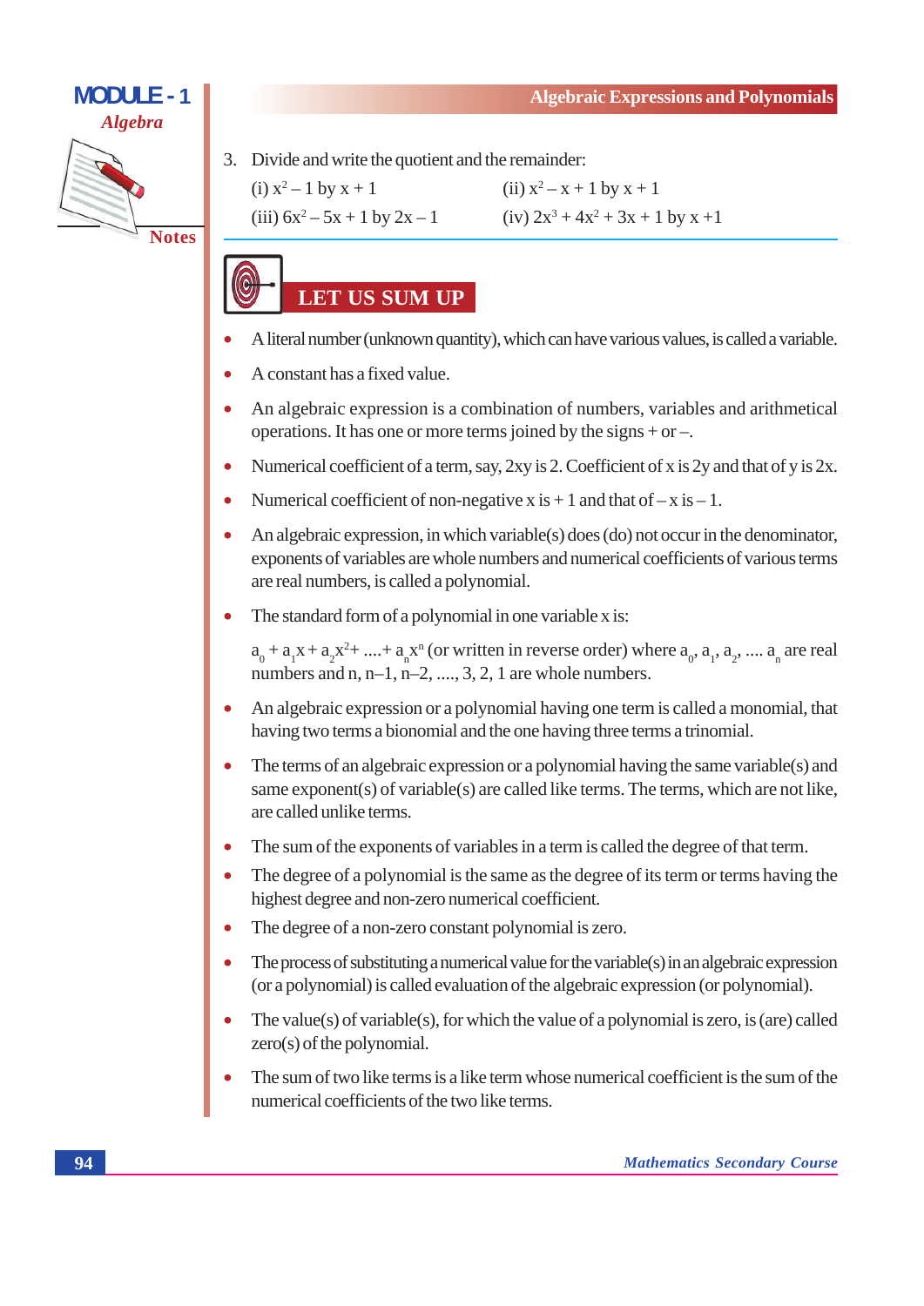3. Divide and write the quotient and the remainder:

   (i) $x^2 - 1$ by $x + 1$  (ii) $x^2 - x + 1$ by $x + 1$

   (iii) $6x^2 - 5x + 1$ by $2x - 1$  (iv) $2x^3 + 4x^2 + 3x + 1$ by $x + 1$

## LET US SUM UP

- A literal number (unknown quantity), which can have various values, is called a variable.
- A constant has a fixed value.
- An algebraic expression is a combination of numbers, variables and arithmetical operations. It has one or more terms joined by the signs + or –.
- Numerical coefficient of a term, say, $2xy$ is 2. Coefficient of $x$ is $2y$ and that of $y$ is $2x$.
- Numerical coefficient of non-negative $x$ is $+1$ and that of $-x$ is $-1$.
- An algebraic expression, in which variable(s) does (do) not occur in the denominator, exponents of variables are whole numbers and numerical coefficients of various terms are real numbers, is called a polynomial.
- The standard form of a polynomial in one variable $x$ is:

  $a_0 + a_1x + a_2x^2 + .... + a_nx^n$ (or written in reverse order) where $a_0, a_1, a_2, .... a_n$ are real numbers and $n, n-1, n-2, ...., 3, 2, 1$ are whole numbers.
- An algebraic expression or a polynomial having one term is called a monomial, that having two terms a bionomial and the one having three terms a trinomial.
- The terms of an algebraic expression or a polynomial having the same variable(s) and same exponent(s) of variable(s) are called like terms. The terms, which are not like, are called unlike terms.
- The sum of the exponents of variables in a term is called the degree of that term.
- The degree of a polynomial is the same as the degree of its term or terms having the highest degree and non-zero numerical coefficient.
- The degree of a non-zero constant polynomial is zero.
- The process of substituting a numerical value for the variable(s) in an algebraic expression (or a polynomial) is called evaluation of the algebraic expression (or polynomial).
- The value(s) of variable(s), for which the value of a polynomial is zero, is (are) called zero(s) of the polynomial.
- The sum of two like terms is a like term whose numerical coefficient is the sum of the numerical coefficients of the two like terms.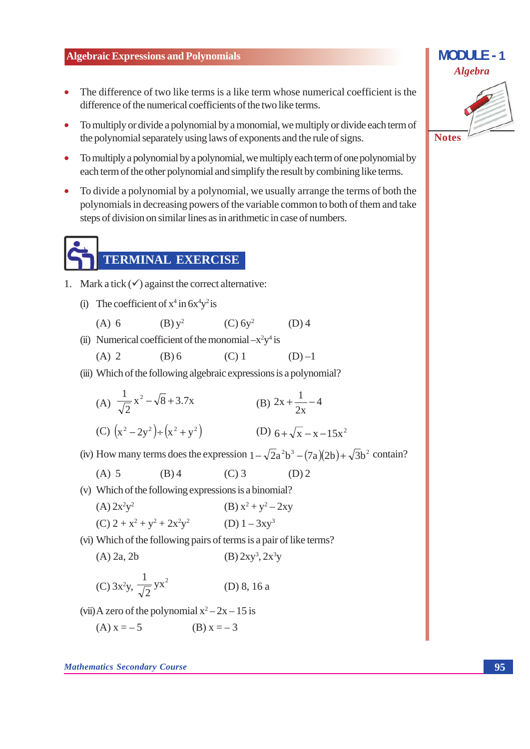- The difference of two like terms is a like term whose numerical coefficient is the difference of the numerical coefficients of the two like terms.
- To multiply or divide a polynomial by a monomial, we multiply or divide each term of the polynomial separately using laws of exponents and the rule of signs.
- To multiply a polynomial by a polynomial, we multiply each term of one polynomial by each term of the other polynomial and simplify the result by combining like terms.
- To divide a polynomial by a polynomial, we usually arrange the terms of both the polynomials in decreasing powers of the variable common to both of them and take steps of division on similar lines as in arithmetic in case of numbers.

## TERMINAL EXERCISE

1. Mark a tick (✓) against the correct alternative:

   (i) The coefficient of $x^4$ in $6x^4y^2$ is

   (A) 6 (B) $y^2$ (C) $6y^2$ (D) 4

   (ii) Numerical coefficient of the monomial $-x^2y^4$ is

   (A) 2 (B) 6 (C) 1 (D) –1

   (iii) Which of the following algebraic expressions is a polynomial?

   (A) $\frac{1}{\sqrt{2}}x^2 - \sqrt{8} + 3.7x$ (B) $2x + \frac{1}{2x} - 4$

   (C) $(x^2 - 2y^2) \div (x^2 + y^2)$ (D) $6 + \sqrt{x} - x - 15x^2$

   (iv) How many terms does the expression $1 - \sqrt{2}a^2b^3 - (7a)(2b) + \sqrt{3}b^2$ contain?

   (A) 5 (B) 4 (C) 3 (D) 2

   (v) Which of the following expressions is a binomial?

   (A) $2x^2y^2$ (B) $x^2 + y^2 - 2xy$

   (C) $2 + x^2 + y^2 + 2x^2y^2$ (D) $1 - 3xy^3$

   (vi) Which of the following pairs of terms is a pair of like terms?

   (A) 2a, 2b (B) $2xy^3$, $2x^3y$

   (C) $3x^2y$, $\frac{1}{\sqrt{2}}yx^2$ (D) 8, 16 a

   (vii) A zero of the polynomial $x^2 - 2x - 15$ is

   (A) $x = -5$ (B) $x = -3$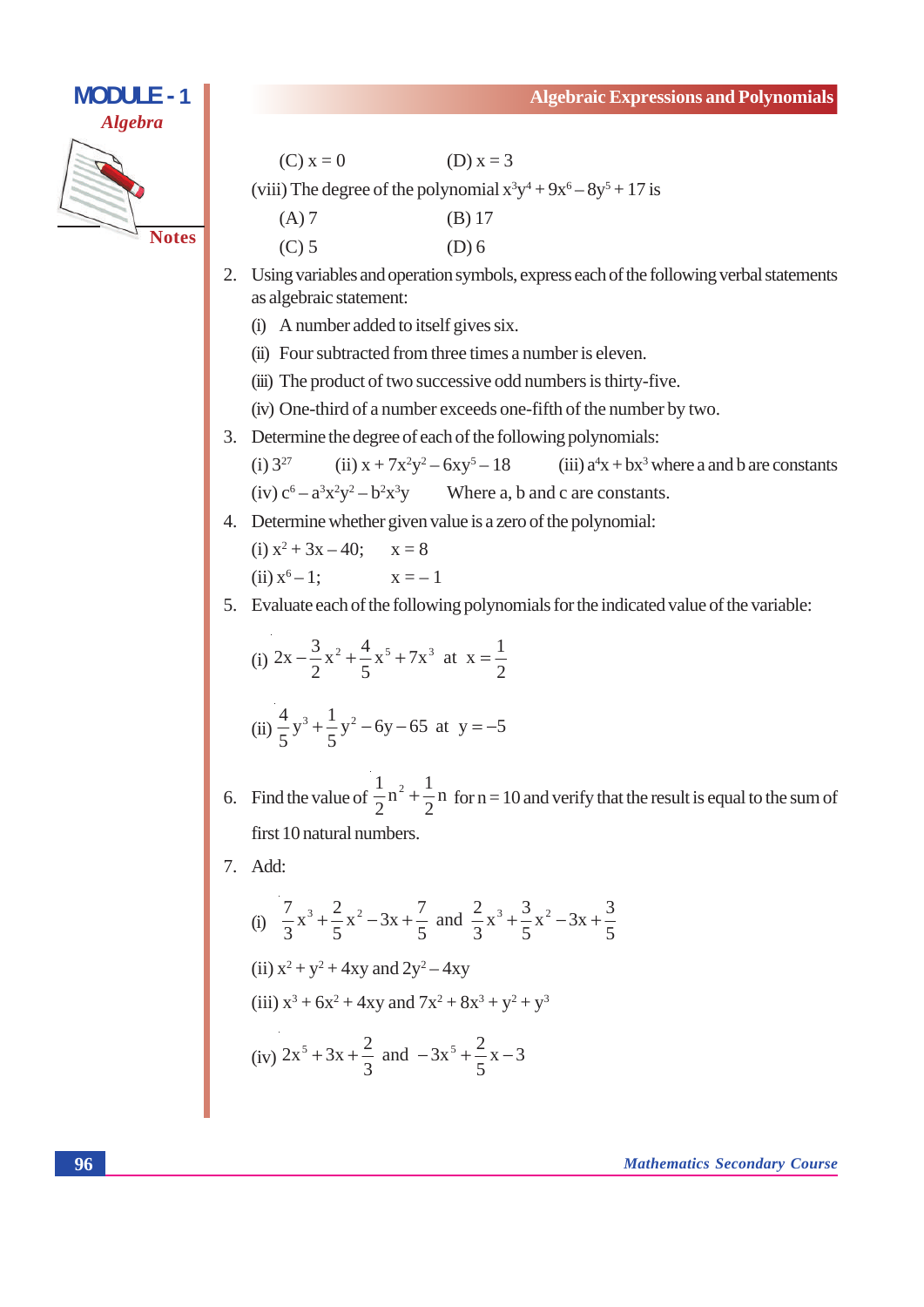(C) $x = 0$ (D) $x = 3$

(viii) The degree of the polynomial $x^3y^4 + 9x^6 - 8y^5 + 17$ is

(A) 7 (B) 17

(C) 5 (D) 6

2. Using variables and operation symbols, express each of the following verbal statements as algebraic statement:

   (i) A number added to itself gives six.

   (ii) Four subtracted from three times a number is eleven.

   (iii) The product of two successive odd numbers is thirty-five.

   (iv) One-third of a number exceeds one-fifth of the number by two.

3. Determine the degree of each of the following polynomials:

   (i) $3^{27}$ (ii) $x + 7x^2y^2 - 6xy^5 - 18$ (iii) $a^4x + bx^3$ where a and b are constants

   (iv) $c^6 - a^3x^2y^2 - b^2x^3y$ Where a, b and c are constants.

4. Determine whether given value is a zero of the polynomial:

   (i) $x^2 + 3x - 40$; $x = 8$

   (ii) $x^6 - 1$; $x = -1$

5. Evaluate each of the following polynomials for the indicated value of the variable:

   (i) $2x - \frac{3}{2}x^2 + \frac{4}{5}x^5 + 7x^3$ at $x = \frac{1}{2}$

   (ii) $\frac{4}{5}y^3 + \frac{1}{5}y^2 - 6y - 65$ at $y = -5$

6. Find the value of $\frac{1}{2}n^2 + \frac{1}{2}n$ for $n = 10$ and verify that the result is equal to the sum of first 10 natural numbers.

7. Add:

   (i) $\frac{7}{3}x^3 + \frac{2}{5}x^2 - 3x + \frac{7}{5}$ and $\frac{2}{3}x^3 + \frac{3}{5}x^2 - 3x + \frac{3}{5}$

   (ii) $x^2 + y^2 + 4xy$ and $2y^2 - 4xy$

   (iii) $x^3 + 6x^2 + 4xy$ and $7x^2 + 8x^3 + y^2 + y^3$

   (iv) $2x^5 + 3x + \frac{2}{3}$ and $-3x^5 + \frac{2}{5}x - 3$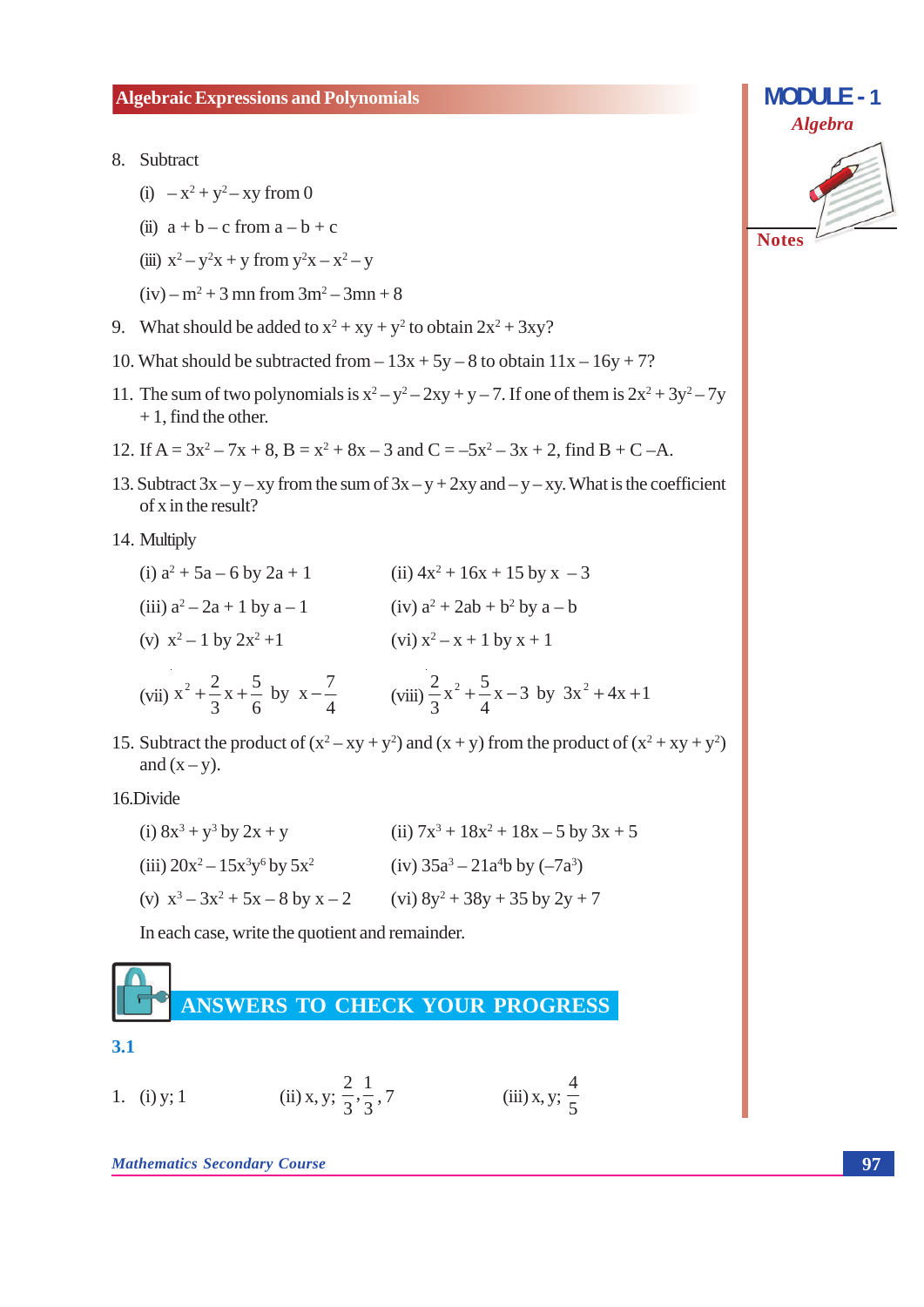8. Subtract

   (i) $-x^2 + y^2 - xy$ from 0

   (ii) $a + b - c$ from $a - b + c$

   (iii) $x^2 - y^2x + y$ from $y^2x - x^2 - y$

   (iv) $-m^2 + 3\,mn$ from $3m^2 - 3mn + 8$

9. What should be added to $x^2 + xy + y^2$ to obtain $2x^2 + 3xy$?

10. What should be subtracted from $-13x + 5y - 8$ to obtain $11x - 16y + 7$?

11. The sum of two polynomials is $x^2 - y^2 - 2xy + y - 7$. If one of them is $2x^2 + 3y^2 - 7y + 1$, find the other.

12. If $A = 3x^2 - 7x + 8$, $B = x^2 + 8x - 3$ and $C = -5x^2 - 3x + 2$, find $B + C - A$.

13. Subtract $3x - y - xy$ from the sum of $3x - y + 2xy$ and $-y - xy$. What is the coefficient of x in the result?

14. Multiply

   (i) $a^2 + 5a - 6$ by $2a + 1$

   (ii) $4x^2 + 16x + 15$ by $x - 3$

   (iii) $a^2 - 2a + 1$ by $a - 1$

   (iv) $a^2 + 2ab + b^2$ by $a - b$

   (v) $x^2 - 1$ by $2x^2 + 1$

   (vi) $x^2 - x + 1$ by $x + 1$

   (vii) $x^2 + \frac{2}{3}x + \frac{5}{6}$ by $x - \frac{7}{4}$

   (viii) $\frac{2}{3}x^2 + \frac{5}{4}x - 3$ by $3x^2 + 4x + 1$

15. Subtract the product of $(x^2 - xy + y^2)$ and $(x + y)$ from the product of $(x^2 + xy + y^2)$ and $(x - y)$.

16. Divide

   (i) $8x^3 + y^3$ by $2x + y$

   (ii) $7x^3 + 18x^2 + 18x - 5$ by $3x + 5$

   (iii) $20x^2 - 15x^3y^6$ by $5x^2$

   (iv) $35a^3 - 21a^4b$ by $(-7a^3)$

   (v) $x^3 - 3x^2 + 5x - 8$ by $x - 2$

   (vi) $8y^2 + 38y + 35$ by $2y + 7$

   In each case, write the quotient and remainder.

## ANSWERS TO CHECK YOUR PROGRESS

### 3.1

1. (i) y; 1 (ii) x, y; $\frac{2}{3}, \frac{1}{3}, 7$ (iii) x, y; $\frac{4}{5}$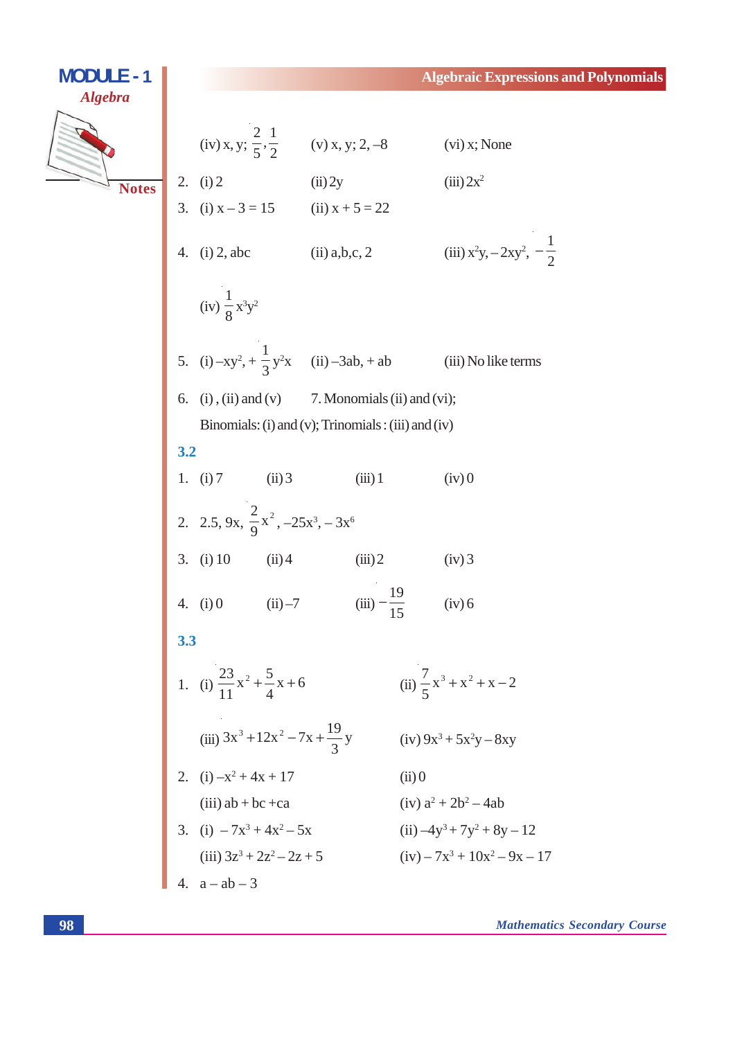(iv) x, y; $\frac{2}{5}, \frac{1}{2}$ (v) x, y; 2, –8 (vi) x; None

2. (i) 2 (ii) 2y (iii) $2x^2$

3. (i) $x - 3 = 15$ (ii) $x + 5 = 22$

4. (i) 2, abc (ii) a,b,c, 2 (iii) $x^2y, -2xy^2, -\frac{1}{2}$

(iv) $\frac{1}{8}x^3y^2$

5. (i) $-xy^2, +\frac{1}{3}y^2x$ (ii) $-3ab, + ab$ (iii) No like terms

6. (i), (ii) and (v) 7. Monomials (ii) and (vi);

Binomials: (i) and (v); Trinomials : (iii) and (iv)

**3.2**

1. (i) 7 (ii) 3 (iii) 1 (iv) 0

2. 2.5, 9x, $\frac{2}{9}x^2, -25x^3, -3x^6$

3. (i) 10 (ii) 4 (iii) 2 (iv) 3

4. (i) 0 (ii) –7 (iii) $-\frac{19}{15}$ (iv) 6

**3.3**

1. (i) $\frac{23}{11}x^2 + \frac{5}{4}x + 6$ (ii) $\frac{7}{5}x^3 + x^2 + x - 2$

(iii) $3x^3 + 12x^2 - 7x + \frac{19}{3}y$ (iv) $9x^3 + 5x^2y - 8xy$

2. (i) $-x^2 + 4x + 17$ (ii) 0

(iii) $ab + bc + ca$ (iv) $a^2 + 2b^2 - 4ab$

3. (i) $-7x^3 + 4x^2 - 5x$ (ii) $-4y^3 + 7y^2 + 8y - 12$

(iii) $3z^3 + 2z^2 - 2z + 5$ (iv) $-7x^3 + 10x^2 - 9x - 17$

4. $a - ab - 3$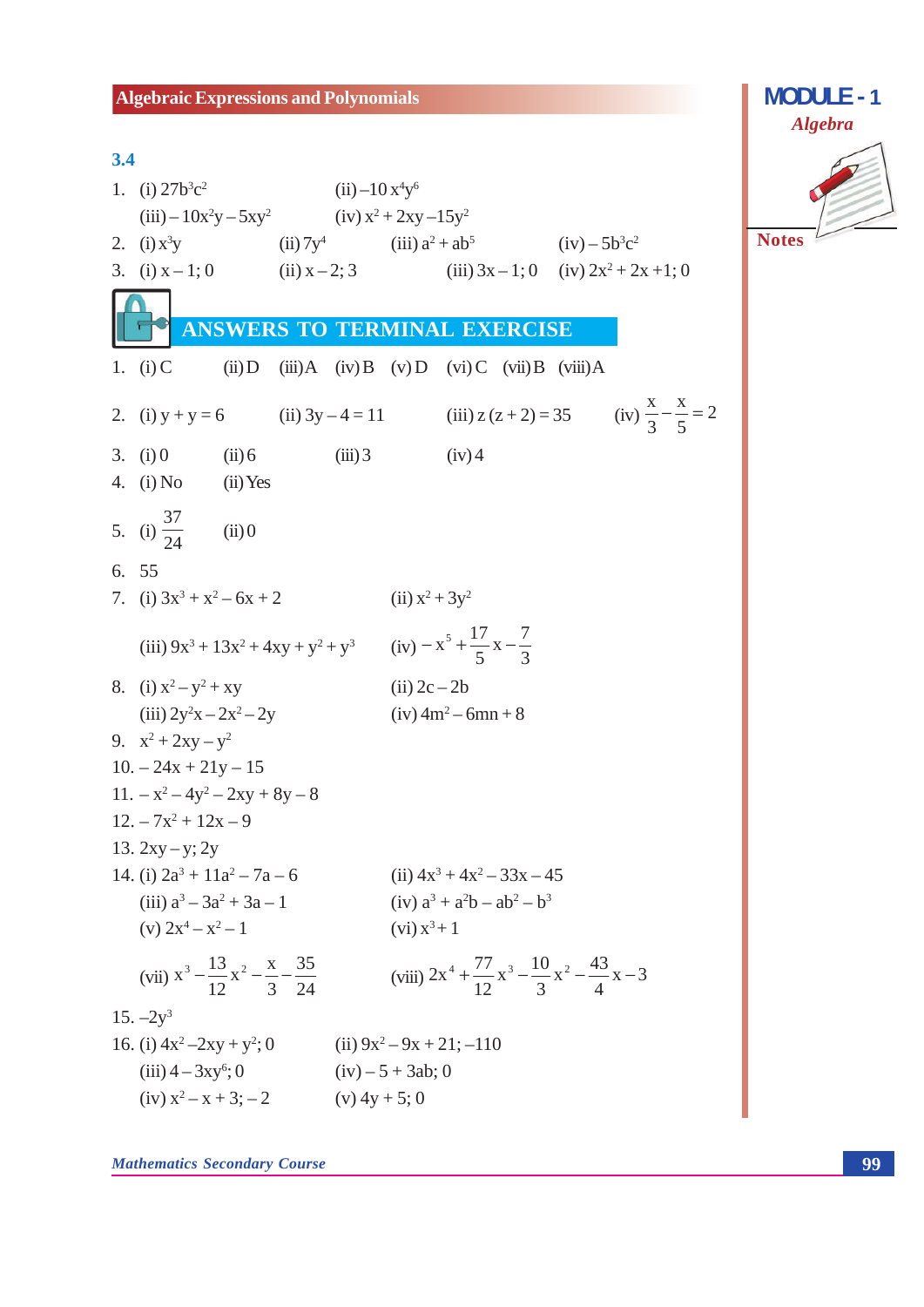### 3.4

1. (i) $27b^3c^2$ (ii) $-10x^4y^6$
   (iii) $-10x^2y - 5xy^2$ (iv) $x^2 + 2xy - 15y^2$
2. (i) $x^3y$ (ii) $7y^4$ (iii) $a^2 + ab^5$ (iv) $-5b^3c^2$
3. (i) $x - 1$; 0 (ii) $x - 2$; 3 (iii) $3x - 1$; 0 (iv) $2x^2 + 2x + 1$; 0

## ANSWERS TO TERMINAL EXERCISE

1. (i) C (ii) D (iii) A (iv) B (v) D (vi) C (vii) B (viii) A
2. (i) $y + y = 6$ (ii) $3y - 4 = 11$ (iii) $z(z + 2) = 35$ (iv) $\frac{x}{3} - \frac{x}{5} = 2$
3. (i) 0 (ii) 6 (iii) 3 (iv) 4
4. (i) No (ii) Yes
5. (i) $\frac{37}{24}$ (ii) 0
6. 55
7. (i) $3x^3 + x^2 - 6x + 2$ (ii) $x^2 + 3y^2$
   (iii) $9x^3 + 13x^2 + 4xy + y^2 + y^3$ (iv) $-x^5 + \frac{17}{5}x - \frac{7}{3}$
8. (i) $x^2 - y^2 + xy$ (ii) $2c - 2b$
   (iii) $2y^2x - 2x^2 - 2y$ (iv) $4m^2 - 6mn + 8$
9. $x^2 + 2xy - y^2$
10. $-24x + 21y - 15$
11. $-x^2 - 4y^2 - 2xy + 8y - 8$
12. $-7x^2 + 12x - 9$
13. $2xy - y$; $2y$
14. (i) $2a^3 + 11a^2 - 7a - 6$ (ii) $4x^3 + 4x^2 - 33x - 45$
    (iii) $a^3 - 3a^2 + 3a - 1$ (iv) $a^3 + a^2b - ab^2 - b^3$
    (v) $2x^4 - x^2 - 1$ (vi) $x^3 + 1$
    (vii) $x^3 - \frac{13}{12}x^2 - \frac{x}{3} - \frac{35}{24}$ (viii) $2x^4 + \frac{77}{12}x^3 - \frac{10}{3}x^2 - \frac{43}{4}x - 3$
15. $-2y^3$
16. (i) $4x^2 - 2xy + y^2$; 0 (ii) $9x^2 - 9x + 21$; $-110$
    (iii) $4 - 3xy^6$; 0 (iv) $-5 + 3ab$; 0
    (iv) $x^2 - x + 3$; $-2$ (v) $4y + 5$; 0